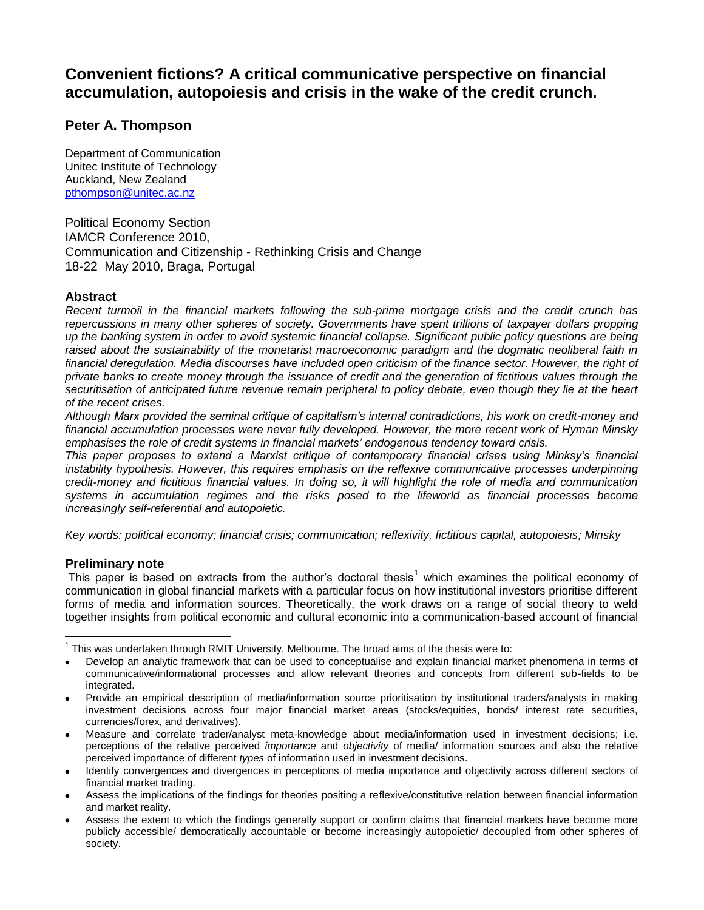# Convenient fictions? A critical communicative perspective on financial accumulation, autopoiesis and crisis in the wake of the credit crunch.

## Peter A. Thompson

Department of Communication
Unitec Institute of Technology
Auckland, New Zealand
pthompson@unitec.ac.nz

Political Economy Section
IAMCR Conference 2010,
Communication and Citizenship - Rethinking Crisis and Change
18-22 May 2010, Braga, Portugal

### Abstract

*Recent turmoil in the financial markets following the sub-prime mortgage crisis and the credit crunch has repercussions in many other spheres of society. Governments have spent trillions of taxpayer dollars propping up the banking system in order to avoid systemic financial collapse. Significant public policy questions are being raised about the sustainability of the monetarist macroeconomic paradigm and the dogmatic neoliberal faith in financial deregulation. Media discourses have included open criticism of the finance sector. However, the right of private banks to create money through the issuance of credit and the generation of fictitious values through the securitisation of anticipated future revenue remain peripheral to policy debate, even though they lie at the heart of the recent crises.*

*Although Marx provided the seminal critique of capitalism's internal contradictions, his work on credit-money and financial accumulation processes were never fully developed. However, the more recent work of Hyman Minsky emphasises the role of credit systems in financial markets' endogenous tendency toward crisis.*

*This paper proposes to extend a Marxist critique of contemporary financial crises using Minksy's financial instability hypothesis. However, this requires emphasis on the reflexive communicative processes underpinning credit-money and fictitious financial values. In doing so, it will highlight the role of media and communication systems in accumulation regimes and the risks posed to the lifeworld as financial processes become increasingly self-referential and autopoietic.*

*Key words: political economy; financial crisis; communication; reflexivity, fictitious capital, autopoiesis; Minsky*

### Preliminary note

This paper is based on extracts from the author's doctoral thesis[1] which examines the political economy of communication in global financial markets with a particular focus on how institutional investors prioritise different forms of media and information sources. Theoretically, the work draws on a range of social theory to weld together insights from political economic and cultural economic into a communication-based account of financial

---

[1] This was undertaken through RMIT University, Melbourne. The broad aims of the thesis were to:

- Develop an analytic framework that can be used to conceptualise and explain financial market phenomena in terms of communicative/informational processes and allow relevant theories and concepts from different sub-fields to be integrated.
- Provide an empirical description of media/information source prioritisation by institutional traders/analysts in making investment decisions across four major financial market areas (stocks/equities, bonds/ interest rate securities, currencies/forex, and derivatives).
- Measure and correlate trader/analyst meta-knowledge about media/information used in investment decisions; i.e. perceptions of the relative perceived *importance* and *objectivity* of media/ information sources and also the relative perceived importance of different *types* of information used in investment decisions.
- Identify convergences and divergences in perceptions of media importance and objectivity across different sectors of financial market trading.
- Assess the implications of the findings for theories positing a reflexive/constitutive relation between financial information and market reality.
- Assess the extent to which the findings generally support or confirm claims that financial markets have become more publicly accessible/ democratically accountable or become increasingly autopoietic/ decoupled from other spheres of society.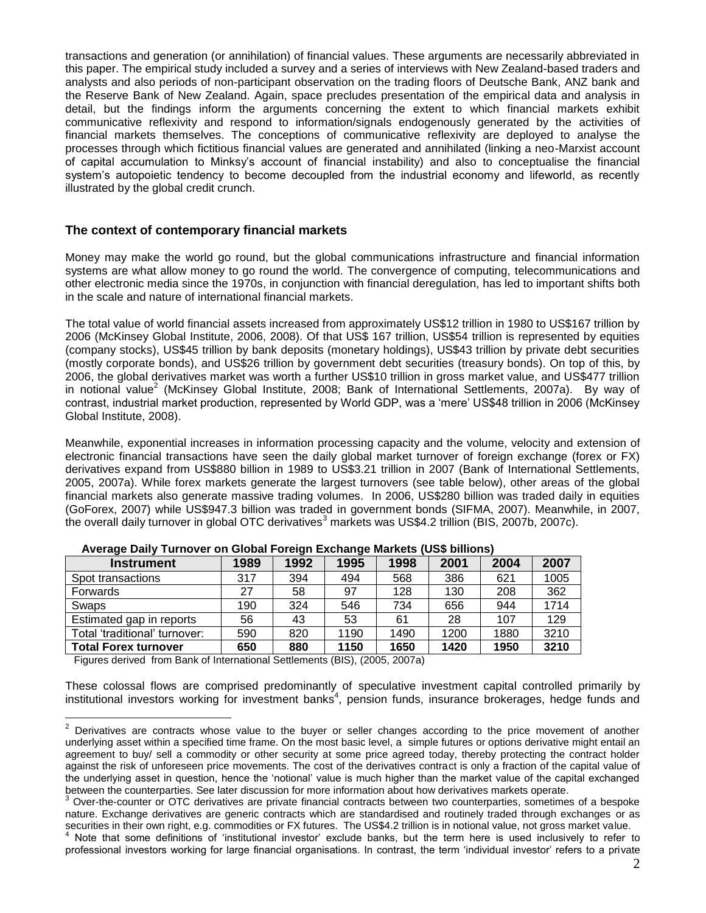transactions and generation (or annihilation) of financial values. These arguments are necessarily abbreviated in this paper. The empirical study included a survey and a series of interviews with New Zealand-based traders and analysts and also periods of non-participant observation on the trading floors of Deutsche Bank, ANZ bank and the Reserve Bank of New Zealand. Again, space precludes presentation of the empirical data and analysis in detail, but the findings inform the arguments concerning the extent to which financial markets exhibit communicative reflexivity and respond to information/signals endogenously generated by the activities of financial markets themselves. The conceptions of communicative reflexivity are deployed to analyse the processes through which fictitious financial values are generated and annihilated (linking a neo-Marxist account of capital accumulation to Minksy's account of financial instability) and also to conceptualise the financial system's autopoietic tendency to become decoupled from the industrial economy and lifeworld, as recently illustrated by the global credit crunch.

## The context of contemporary financial markets

Money may make the world go round, but the global communications infrastructure and financial information systems are what allow money to go round the world. The convergence of computing, telecommunications and other electronic media since the 1970s, in conjunction with financial deregulation, has led to important shifts both in the scale and nature of international financial markets.

The total value of world financial assets increased from approximately US$12 trillion in 1980 to US$167 trillion by 2006 (McKinsey Global Institute, 2006, 2008). Of that US$ 167 trillion, US$54 trillion is represented by equities (company stocks), US$45 trillion by bank deposits (monetary holdings), US$43 trillion by private debt securities (mostly corporate bonds), and US$26 trillion by government debt securities (treasury bonds). On top of this, by 2006, the global derivatives market was worth a further US$10 trillion in gross market value, and US$477 trillion in notional value[2] (McKinsey Global Institute, 2008; Bank of International Settlements, 2007a). By way of contrast, industrial market production, represented by World GDP, was a 'mere' US$48 trillion in 2006 (McKinsey Global Institute, 2008).

Meanwhile, exponential increases in information processing capacity and the volume, velocity and extension of electronic financial transactions have seen the daily global market turnover of foreign exchange (forex or FX) derivatives expand from US$880 billion in 1989 to US$3.21 trillion in 2007 (Bank of International Settlements, 2005, 2007a). While forex markets generate the largest turnovers (see table below), other areas of the global financial markets also generate massive trading volumes. In 2006, US$280 billion was traded daily in equities (GoForex, 2007) while US$947.3 billion was traded in government bonds (SIFMA, 2007). Meanwhile, in 2007, the overall daily turnover in global OTC derivatives[3] markets was US$4.2 trillion (BIS, 2007b, 2007c).

**Average Daily Turnover on Global Foreign Exchange Markets (US$ billions)**

| Instrument | 1989 | 1992 | 1995 | 1998 | 2001 | 2004 | 2007 |
|---|---|---|---|---|---|---|---|
| Spot transactions | 317 | 394 | 494 | 568 | 386 | 621 | 1005 |
| Forwards | 27 | 58 | 97 | 128 | 130 | 208 | 362 |
| Swaps | 190 | 324 | 546 | 734 | 656 | 944 | 1714 |
| Estimated gap in reports | 56 | 43 | 53 | 61 | 28 | 107 | 129 |
| Total 'traditional' turnover: | 590 | 820 | 1190 | 1490 | 1200 | 1880 | 3210 |
| **Total Forex turnover** | **650** | **880** | **1150** | **1650** | **1420** | **1950** | **3210** |

Figures derived from Bank of International Settlements (BIS), (2005, 2007a)

These colossal flows are comprised predominantly of speculative investment capital controlled primarily by institutional investors working for investment banks[4], pension funds, insurance brokerages, hedge funds and

---

[2] Derivatives are contracts whose value to the buyer or seller changes according to the price movement of another underlying asset within a specified time frame. On the most basic level, a simple futures or options derivative might entail an agreement to buy/ sell a commodity or other security at some price agreed today, thereby protecting the contract holder against the risk of unforeseen price movements. The cost of the derivatives contract is only a fraction of the capital value of the underlying asset in question, hence the 'notional' value is much higher than the market value of the capital exchanged between the counterparties. See later discussion for more information about how derivatives markets operate.

[3] Over-the-counter or OTC derivatives are private financial contracts between two counterparties, sometimes of a bespoke nature. Exchange derivatives are generic contracts which are standardised and routinely traded through exchanges or as securities in their own right, e.g. commodities or FX futures. The US$4.2 trillion is in notional value, not gross market value.

[4] Note that some definitions of 'institutional investor' exclude banks, but the term here is used inclusively to refer to professional investors working for large financial organisations. In contrast, the term 'individual investor' refers to a private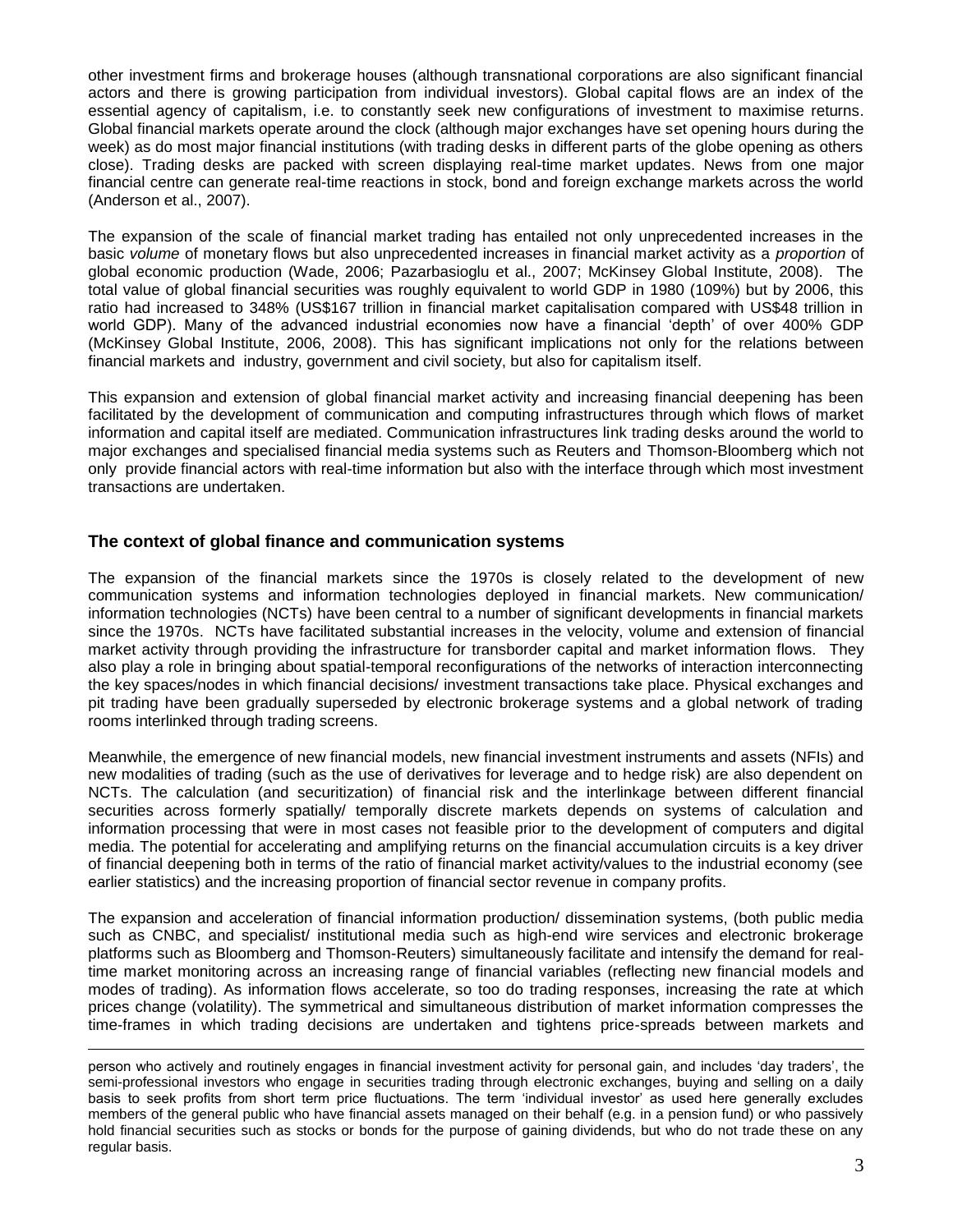other investment firms and brokerage houses (although transnational corporations are also significant financial actors and there is growing participation from individual investors). Global capital flows are an index of the essential agency of capitalism, i.e. to constantly seek new configurations of investment to maximise returns. Global financial markets operate around the clock (although major exchanges have set opening hours during the week) as do most major financial institutions (with trading desks in different parts of the globe opening as others close). Trading desks are packed with screen displaying real-time market updates. News from one major financial centre can generate real-time reactions in stock, bond and foreign exchange markets across the world (Anderson et al., 2007).

The expansion of the scale of financial market trading has entailed not only unprecedented increases in the basic *volume* of monetary flows but also unprecedented increases in financial market activity as a *proportion* of global economic production (Wade, 2006; Pazarbasioglu et al., 2007; McKinsey Global Institute, 2008). The total value of global financial securities was roughly equivalent to world GDP in 1980 (109%) but by 2006, this ratio had increased to 348% (US$167 trillion in financial market capitalisation compared with US$48 trillion in world GDP). Many of the advanced industrial economies now have a financial 'depth' of over 400% GDP (McKinsey Global Institute, 2006, 2008). This has significant implications not only for the relations between financial markets and industry, government and civil society, but also for capitalism itself.

This expansion and extension of global financial market activity and increasing financial deepening has been facilitated by the development of communication and computing infrastructures through which flows of market information and capital itself are mediated. Communication infrastructures link trading desks around the world to major exchanges and specialised financial media systems such as Reuters and Thomson-Bloomberg which not only provide financial actors with real-time information but also with the interface through which most investment transactions are undertaken.

## The context of global finance and communication systems

The expansion of the financial markets since the 1970s is closely related to the development of new communication systems and information technologies deployed in financial markets. New communication/ information technologies (NCTs) have been central to a number of significant developments in financial markets since the 1970s. NCTs have facilitated substantial increases in the velocity, volume and extension of financial market activity through providing the infrastructure for transborder capital and market information flows. They also play a role in bringing about spatial-temporal reconfigurations of the networks of interaction interconnecting the key spaces/nodes in which financial decisions/ investment transactions take place. Physical exchanges and pit trading have been gradually superseded by electronic brokerage systems and a global network of trading rooms interlinked through trading screens.

Meanwhile, the emergence of new financial models, new financial investment instruments and assets (NFIs) and new modalities of trading (such as the use of derivatives for leverage and to hedge risk) are also dependent on NCTs. The calculation (and securitization) of financial risk and the interlinkage between different financial securities across formerly spatially/ temporally discrete markets depends on systems of calculation and information processing that were in most cases not feasible prior to the development of computers and digital media. The potential for accelerating and amplifying returns on the financial accumulation circuits is a key driver of financial deepening both in terms of the ratio of financial market activity/values to the industrial economy (see earlier statistics) and the increasing proportion of financial sector revenue in company profits.

The expansion and acceleration of financial information production/ dissemination systems, (both public media such as CNBC, and specialist/ institutional media such as high-end wire services and electronic brokerage platforms such as Bloomberg and Thomson-Reuters) simultaneously facilitate and intensify the demand for real-time market monitoring across an increasing range of financial variables (reflecting new financial models and modes of trading). As information flows accelerate, so too do trading responses, increasing the rate at which prices change (volatility). The symmetrical and simultaneous distribution of market information compresses the time-frames in which trading decisions are undertaken and tightens price-spreads between markets and

---

person who actively and routinely engages in financial investment activity for personal gain, and includes 'day traders', the semi-professional investors who engage in securities trading through electronic exchanges, buying and selling on a daily basis to seek profits from short term price fluctuations. The term 'individual investor' as used here generally excludes members of the general public who have financial assets managed on their behalf (e.g. in a pension fund) or who passively hold financial securities such as stocks or bonds for the purpose of gaining dividends, but who do not trade these on any regular basis.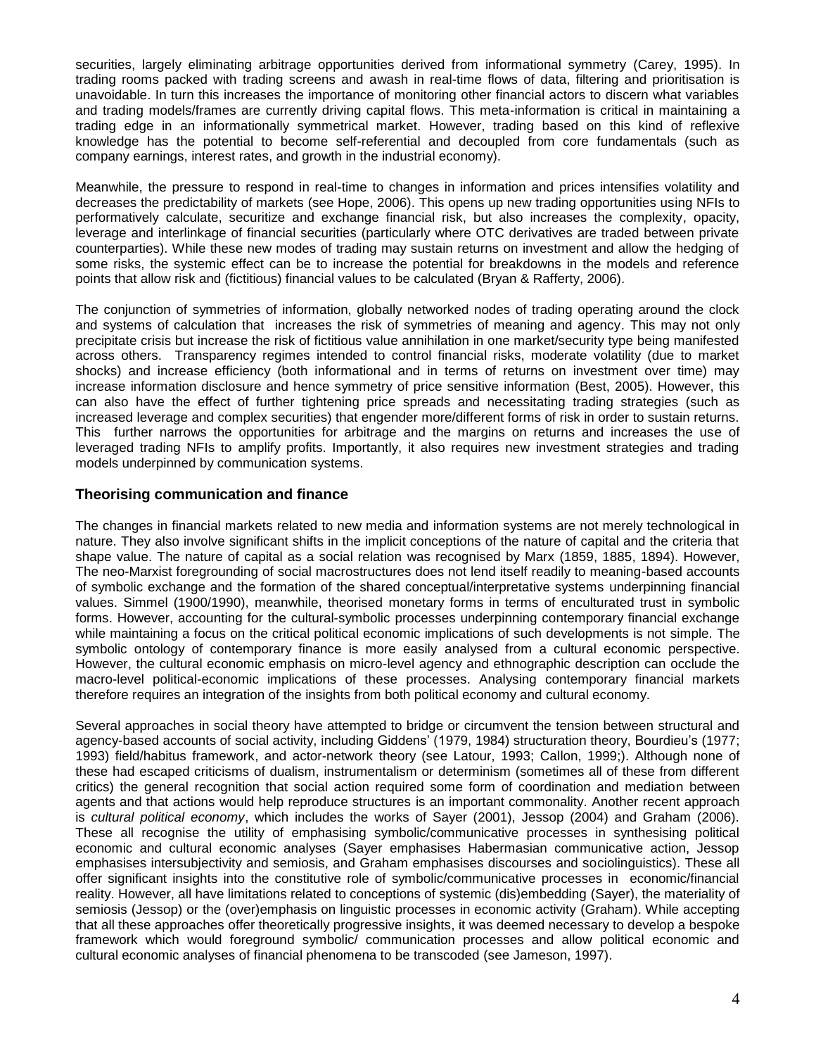securities, largely eliminating arbitrage opportunities derived from informational symmetry (Carey, 1995). In trading rooms packed with trading screens and awash in real-time flows of data, filtering and prioritisation is unavoidable. In turn this increases the importance of monitoring other financial actors to discern what variables and trading models/frames are currently driving capital flows. This meta-information is critical in maintaining a trading edge in an informationally symmetrical market. However, trading based on this kind of reflexive knowledge has the potential to become self-referential and decoupled from core fundamentals (such as company earnings, interest rates, and growth in the industrial economy).

Meanwhile, the pressure to respond in real-time to changes in information and prices intensifies volatility and decreases the predictability of markets (see Hope, 2006). This opens up new trading opportunities using NFIs to performatively calculate, securitize and exchange financial risk, but also increases the complexity, opacity, leverage and interlinkage of financial securities (particularly where OTC derivatives are traded between private counterparties). While these new modes of trading may sustain returns on investment and allow the hedging of some risks, the systemic effect can be to increase the potential for breakdowns in the models and reference points that allow risk and (fictitious) financial values to be calculated (Bryan & Rafferty, 2006).

The conjunction of symmetries of information, globally networked nodes of trading operating around the clock and systems of calculation that increases the risk of symmetries of meaning and agency. This may not only precipitate crisis but increase the risk of fictitious value annihilation in one market/security type being manifested across others. Transparency regimes intended to control financial risks, moderate volatility (due to market shocks) and increase efficiency (both informational and in terms of returns on investment over time) may increase information disclosure and hence symmetry of price sensitive information (Best, 2005). However, this can also have the effect of further tightening price spreads and necessitating trading strategies (such as increased leverage and complex securities) that engender more/different forms of risk in order to sustain returns. This further narrows the opportunities for arbitrage and the margins on returns and increases the use of leveraged trading NFIs to amplify profits. Importantly, it also requires new investment strategies and trading models underpinned by communication systems.

## Theorising communication and finance

The changes in financial markets related to new media and information systems are not merely technological in nature. They also involve significant shifts in the implicit conceptions of the nature of capital and the criteria that shape value. The nature of capital as a social relation was recognised by Marx (1859, 1885, 1894). However, The neo-Marxist foregrounding of social macrostructures does not lend itself readily to meaning-based accounts of symbolic exchange and the formation of the shared conceptual/interpretative systems underpinning financial values. Simmel (1900/1990), meanwhile, theorised monetary forms in terms of enculturated trust in symbolic forms. However, accounting for the cultural-symbolic processes underpinning contemporary financial exchange while maintaining a focus on the critical political economic implications of such developments is not simple. The symbolic ontology of contemporary finance is more easily analysed from a cultural economic perspective. However, the cultural economic emphasis on micro-level agency and ethnographic description can occlude the macro-level political-economic implications of these processes. Analysing contemporary financial markets therefore requires an integration of the insights from both political economy and cultural economy.

Several approaches in social theory have attempted to bridge or circumvent the tension between structural and agency-based accounts of social activity, including Giddens' (1979, 1984) structuration theory, Bourdieu's (1977; 1993) field/habitus framework, and actor-network theory (see Latour, 1993; Callon, 1999;). Although none of these had escaped criticisms of dualism, instrumentalism or determinism (sometimes all of these from different critics) the general recognition that social action required some form of coordination and mediation between agents and that actions would help reproduce structures is an important commonality. Another recent approach is *cultural political economy*, which includes the works of Sayer (2001), Jessop (2004) and Graham (2006). These all recognise the utility of emphasising symbolic/communicative processes in synthesising political economic and cultural economic analyses (Sayer emphasises Habermasian communicative action, Jessop emphasises intersubjectivity and semiosis, and Graham emphasises discourses and sociolinguistics). These all offer significant insights into the constitutive role of symbolic/communicative processes in economic/financial reality. However, all have limitations related to conceptions of systemic (dis)embedding (Sayer), the materiality of semiosis (Jessop) or the (over)emphasis on linguistic processes in economic activity (Graham). While accepting that all these approaches offer theoretically progressive insights, it was deemed necessary to develop a bespoke framework which would foreground symbolic/ communication processes and allow political economic and cultural economic analyses of financial phenomena to be transcoded (see Jameson, 1997).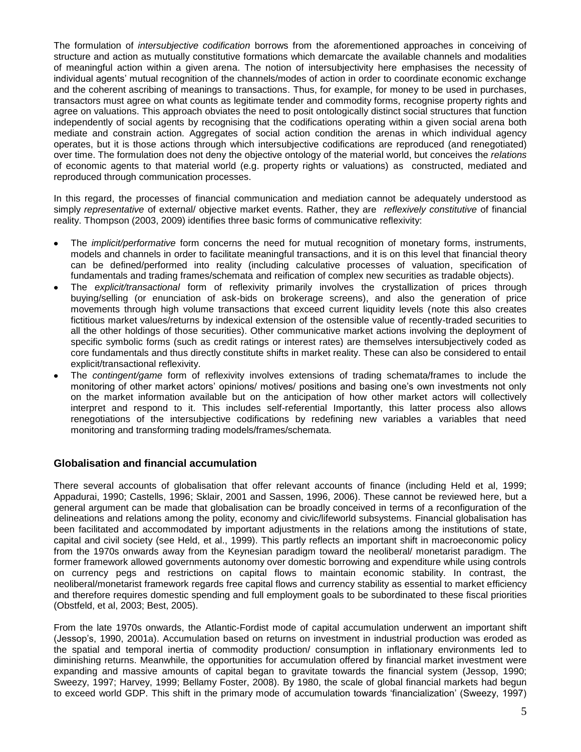The formulation of *intersubjective codification* borrows from the aforementioned approaches in conceiving of structure and action as mutually constitutive formations which demarcate the available channels and modalities of meaningful action within a given arena. The notion of intersubjectivity here emphasises the necessity of individual agents' mutual recognition of the channels/modes of action in order to coordinate economic exchange and the coherent ascribing of meanings to transactions. Thus, for example, for money to be used in purchases, transactors must agree on what counts as legitimate tender and commodity forms, recognise property rights and agree on valuations. This approach obviates the need to posit ontologically distinct social structures that function independently of social agents by recognising that the codifications operating within a given social arena both mediate and constrain action. Aggregates of social action condition the arenas in which individual agency operates, but it is those actions through which intersubjective codifications are reproduced (and renegotiated) over time. The formulation does not deny the objective ontology of the material world, but conceives the *relations* of economic agents to that material world (e.g. property rights or valuations) as constructed, mediated and reproduced through communication processes.

In this regard, the processes of financial communication and mediation cannot be adequately understood as simply *representative* of external/ objective market events. Rather, they are *reflexively constitutive* of financial reality. Thompson (2003, 2009) identifies three basic forms of communicative reflexivity:

- The *implicit/performative* form concerns the need for mutual recognition of monetary forms, instruments, models and channels in order to facilitate meaningful transactions, and it is on this level that financial theory can be defined/performed into reality (including calculative processes of valuation, specification of fundamentals and trading frames/schemata and reification of complex new securities as tradable objects).
- The *explicit/transactional* form of reflexivity primarily involves the crystallization of prices through buying/selling (or enunciation of ask-bids on brokerage screens), and also the generation of price movements through high volume transactions that exceed current liquidity levels (note this also creates fictitious market values/returns by indexical extension of the ostensible value of recently-traded securities to all the other holdings of those securities). Other communicative market actions involving the deployment of specific symbolic forms (such as credit ratings or interest rates) are themselves intersubjectively coded as core fundamentals and thus directly constitute shifts in market reality. These can also be considered to entail explicit/transactional reflexivity.
- The *contingent/game* form of reflexivity involves extensions of trading schemata/frames to include the monitoring of other market actors' opinions/ motives/ positions and basing one's own investments not only on the market information available but on the anticipation of how other market actors will collectively interpret and respond to it. This includes self-referential Importantly, this latter process also allows renegotiations of the intersubjective codifications by redefining new variables a variables that need monitoring and transforming trading models/frames/schemata.

## Globalisation and financial accumulation

There several accounts of globalisation that offer relevant accounts of finance (including Held et al, 1999; Appadurai, 1990; Castells, 1996; Sklair, 2001 and Sassen, 1996, 2006). These cannot be reviewed here, but a general argument can be made that globalisation can be broadly conceived in terms of a reconfiguration of the delineations and relations among the polity, economy and civic/lifeworld subsystems. Financial globalisation has been facilitated and accommodated by important adjustments in the relations among the institutions of state, capital and civil society (see Held, et al., 1999). This partly reflects an important shift in macroeconomic policy from the 1970s onwards away from the Keynesian paradigm toward the neoliberal/ monetarist paradigm. The former framework allowed governments autonomy over domestic borrowing and expenditure while using controls on currency pegs and restrictions on capital flows to maintain economic stability. In contrast, the neoliberal/monetarist framework regards free capital flows and currency stability as essential to market efficiency and therefore requires domestic spending and full employment goals to be subordinated to these fiscal priorities (Obstfeld, et al, 2003; Best, 2005).

From the late 1970s onwards, the Atlantic-Fordist mode of capital accumulation underwent an important shift (Jessop's, 1990, 2001a). Accumulation based on returns on investment in industrial production was eroded as the spatial and temporal inertia of commodity production/ consumption in inflationary environments led to diminishing returns. Meanwhile, the opportunities for accumulation offered by financial market investment were expanding and massive amounts of capital began to gravitate towards the financial system (Jessop, 1990; Sweezy, 1997; Harvey, 1999; Bellamy Foster, 2008). By 1980, the scale of global financial markets had begun to exceed world GDP. This shift in the primary mode of accumulation towards 'financialization' (Sweezy, 1997)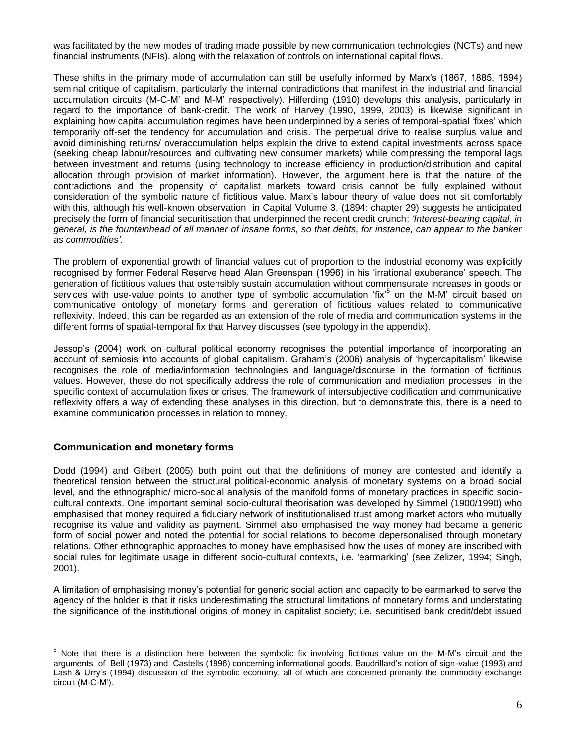was facilitated by the new modes of trading made possible by new communication technologies (NCTs) and new financial instruments (NFIs). along with the relaxation of controls on international capital flows.

These shifts in the primary mode of accumulation can still be usefully informed by Marx's (1867, 1885, 1894) seminal critique of capitalism, particularly the internal contradictions that manifest in the industrial and financial accumulation circuits (M-C-M' and M-M' respectively). Hilferding (1910) develops this analysis, particularly in regard to the importance of bank-credit. The work of Harvey (1990, 1999, 2003) is likewise significant in explaining how capital accumulation regimes have been underpinned by a series of temporal-spatial 'fixes' which temporarily off-set the tendency for accumulation and crisis. The perpetual drive to realise surplus value and avoid diminishing returns/ overaccumulation helps explain the drive to extend capital investments across space (seeking cheap labour/resources and cultivating new consumer markets) while compressing the temporal lags between investment and returns (using technology to increase efficiency in production/distribution and capital allocation through provision of market information). However, the argument here is that the nature of the contradictions and the propensity of capitalist markets toward crisis cannot be fully explained without consideration of the symbolic nature of fictitious value. Marx's labour theory of value does not sit comfortably with this, although his well-known observation in Capital Volume 3, (1894: chapter 29) suggests he anticipated precisely the form of financial securitisation that underpinned the recent credit crunch: *'Interest-bearing capital, in general, is the fountainhead of all manner of insane forms, so that debts, for instance, can appear to the banker as commodities'.*

The problem of exponential growth of financial values out of proportion to the industrial economy was explicitly recognised by former Federal Reserve head Alan Greenspan (1996) in his 'irrational exuberance' speech. The generation of fictitious values that ostensibly sustain accumulation without commensurate increases in goods or services with use-value points to another type of symbolic accumulation 'fix'[5] on the M-M' circuit based on communicative ontology of monetary forms and generation of fictitious values related to communicative reflexivity. Indeed, this can be regarded as an extension of the role of media and communication systems in the different forms of spatial-temporal fix that Harvey discusses (see typology in the appendix).

Jessop's (2004) work on cultural political economy recognises the potential importance of incorporating an account of semiosis into accounts of global capitalism. Graham's (2006) analysis of 'hypercapitalism' likewise recognises the role of media/information technologies and language/discourse in the formation of fictitious values. However, these do not specifically address the role of communication and mediation processes in the specific context of accumulation fixes or crises. The framework of intersubjective codification and communicative reflexivity offers a way of extending these analyses in this direction, but to demonstrate this, there is a need to examine communication processes in relation to money.

## Communication and monetary forms

Dodd (1994) and Gilbert (2005) both point out that the definitions of money are contested and identify a theoretical tension between the structural political-economic analysis of monetary systems on a broad social level, and the ethnographic/ micro-social analysis of the manifold forms of monetary practices in specific socio-cultural contexts. One important seminal socio-cultural theorisation was developed by Simmel (1900/1990) who emphasised that money required a fiduciary network of institutionalised trust among market actors who mutually recognise its value and validity as payment. Simmel also emphasised the way money had became a generic form of social power and noted the potential for social relations to become depersonalised through monetary relations. Other ethnographic approaches to money have emphasised how the uses of money are inscribed with social rules for legitimate usage in different socio-cultural contexts, i.e. 'earmarking' (see Zelizer, 1994; Singh, 2001).

A limitation of emphasising money's potential for generic social action and capacity to be earmarked to serve the agency of the holder is that it risks underestimating the structural limitations of monetary forms and understating the significance of the institutional origins of money in capitalist society; i.e. securitised bank credit/debt issued

---

[5] Note that there is a distinction here between the symbolic fix involving fictitious value on the M-M's circuit and the arguments of Bell (1973) and Castells (1996) concerning informational goods, Baudrillard's notion of sign-value (1993) and Lash & Urry's (1994) discussion of the symbolic economy, all of which are concerned primarily the commodity exchange circuit (M-C-M').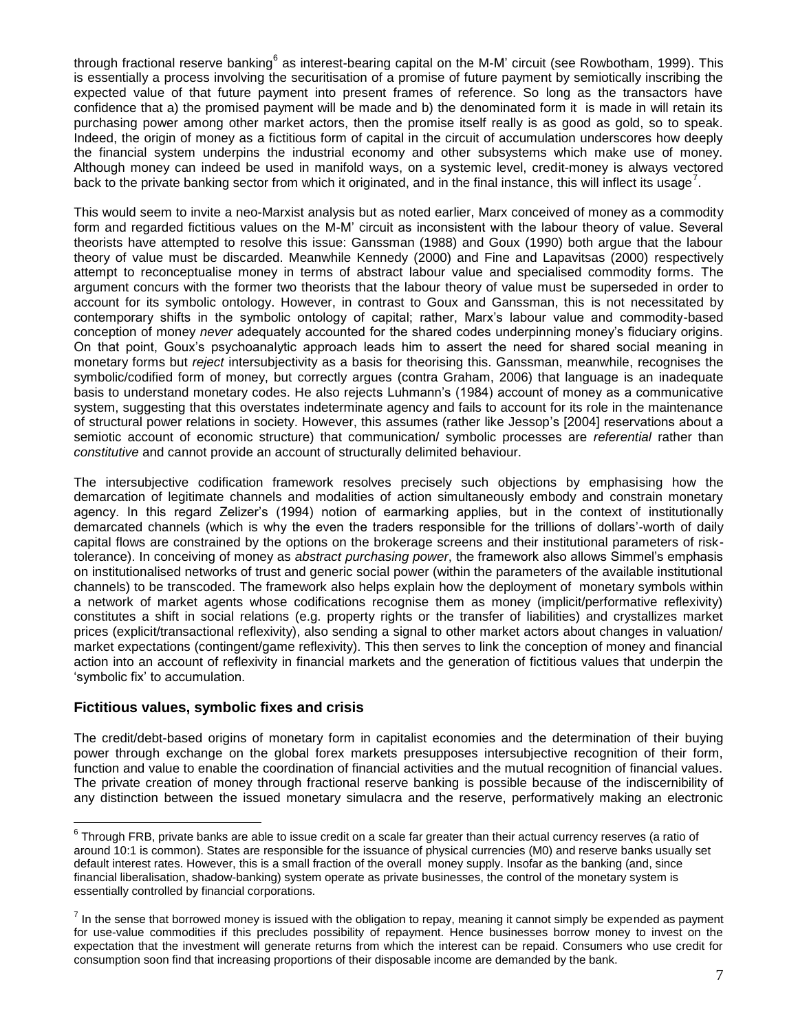through fractional reserve banking[6] as interest-bearing capital on the M-M' circuit (see Rowbotham, 1999). This is essentially a process involving the securitisation of a promise of future payment by semiotically inscribing the expected value of that future payment into present frames of reference. So long as the transactors have confidence that a) the promised payment will be made and b) the denominated form it is made in will retain its purchasing power among other market actors, then the promise itself really is as good as gold, so to speak. Indeed, the origin of money as a fictitious form of capital in the circuit of accumulation underscores how deeply the financial system underpins the industrial economy and other subsystems which make use of money. Although money can indeed be used in manifold ways, on a systemic level, credit-money is always vectored back to the private banking sector from which it originated, and in the final instance, this will inflect its usage[7].

This would seem to invite a neo-Marxist analysis but as noted earlier, Marx conceived of money as a commodity form and regarded fictitious values on the M-M' circuit as inconsistent with the labour theory of value. Several theorists have attempted to resolve this issue: Ganssman (1988) and Goux (1990) both argue that the labour theory of value must be discarded. Meanwhile Kennedy (2000) and Fine and Lapavitsas (2000) respectively attempt to reconceptualise money in terms of abstract labour value and specialised commodity forms. The argument concurs with the former two theorists that the labour theory of value must be superseded in order to account for its symbolic ontology. However, in contrast to Goux and Ganssman, this is not necessitated by contemporary shifts in the symbolic ontology of capital; rather, Marx's labour value and commodity-based conception of money *never* adequately accounted for the shared codes underpinning money's fiduciary origins. On that point, Goux's psychoanalytic approach leads him to assert the need for shared social meaning in monetary forms but *reject* intersubjectivity as a basis for theorising this. Ganssman, meanwhile, recognises the symbolic/codified form of money, but correctly argues (contra Graham, 2006) that language is an inadequate basis to understand monetary codes. He also rejects Luhmann's (1984) account of money as a communicative system, suggesting that this overstates indeterminate agency and fails to account for its role in the maintenance of structural power relations in society. However, this assumes (rather like Jessop's [2004] reservations about a semiotic account of economic structure) that communication/ symbolic processes are *referential* rather than *constitutive* and cannot provide an account of structurally delimited behaviour.

The intersubjective codification framework resolves precisely such objections by emphasising how the demarcation of legitimate channels and modalities of action simultaneously embody and constrain monetary agency. In this regard Zelizer's (1994) notion of earmarking applies, but in the context of institutionally demarcated channels (which is why the even the traders responsible for the trillions of dollars'-worth of daily capital flows are constrained by the options on the brokerage screens and their institutional parameters of risk-tolerance). In conceiving of money as *abstract purchasing power*, the framework also allows Simmel's emphasis on institutionalised networks of trust and generic social power (within the parameters of the available institutional channels) to be transcoded. The framework also helps explain how the deployment of monetary symbols within a network of market agents whose codifications recognise them as money (implicit/performative reflexivity) constitutes a shift in social relations (e.g. property rights or the transfer of liabilities) and crystallizes market prices (explicit/transactional reflexivity), also sending a signal to other market actors about changes in valuation/ market expectations (contingent/game reflexivity). This then serves to link the conception of money and financial action into an account of reflexivity in financial markets and the generation of fictitious values that underpin the 'symbolic fix' to accumulation.

## Fictitious values, symbolic fixes and crisis

The credit/debt-based origins of monetary form in capitalist economies and the determination of their buying power through exchange on the global forex markets presupposes intersubjective recognition of their form, function and value to enable the coordination of financial activities and the mutual recognition of financial values. The private creation of money through fractional reserve banking is possible because of the indiscernibility of any distinction between the issued monetary simulacra and the reserve, performatively making an electronic

---

[6] Through FRB, private banks are able to issue credit on a scale far greater than their actual currency reserves (a ratio of around 10:1 is common). States are responsible for the issuance of physical currencies (M0) and reserve banks usually set default interest rates. However, this is a small fraction of the overall money supply. Insofar as the banking (and, since financial liberalisation, shadow-banking) system operate as private businesses, the control of the monetary system is essentially controlled by financial corporations.

[7] In the sense that borrowed money is issued with the obligation to repay, meaning it cannot simply be expended as payment for use-value commodities if this precludes possibility of repayment. Hence businesses borrow money to invest on the expectation that the investment will generate returns from which the interest can be repaid. Consumers who use credit for consumption soon find that increasing proportions of their disposable income are demanded by the bank.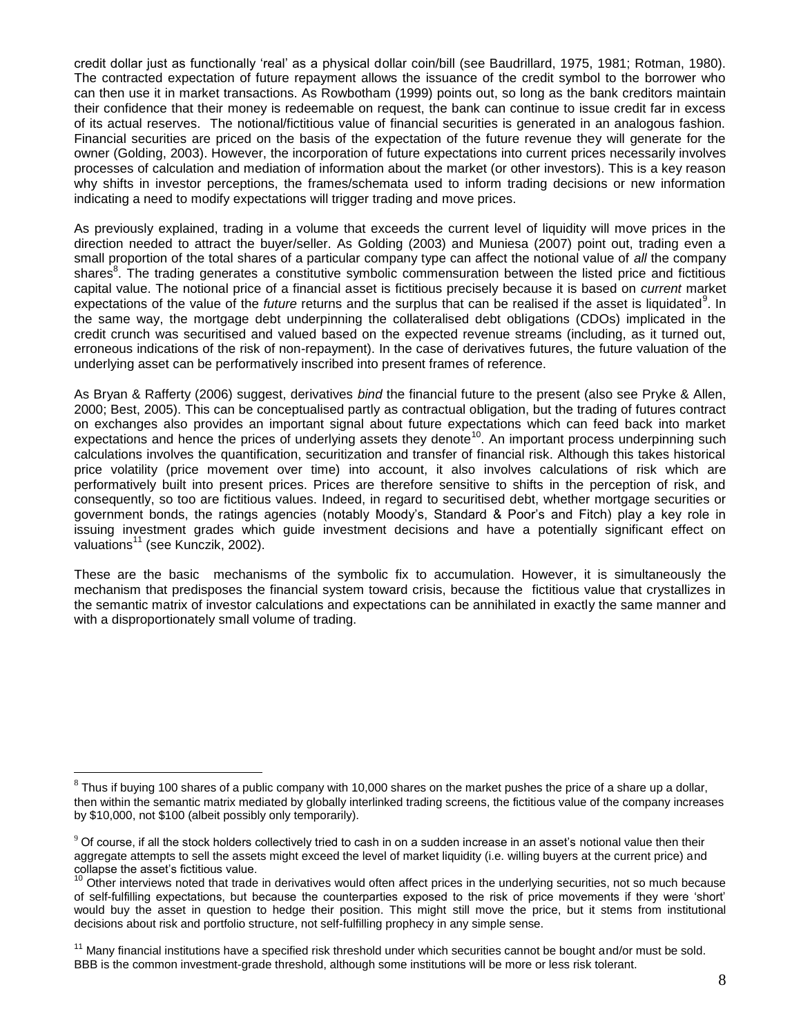credit dollar just as functionally 'real' as a physical dollar coin/bill (see Baudrillard, 1975, 1981; Rotman, 1980). The contracted expectation of future repayment allows the issuance of the credit symbol to the borrower who can then use it in market transactions. As Rowbotham (1999) points out, so long as the bank creditors maintain their confidence that their money is redeemable on request, the bank can continue to issue credit far in excess of its actual reserves. The notional/fictitious value of financial securities is generated in an analogous fashion. Financial securities are priced on the basis of the expectation of the future revenue they will generate for the owner (Golding, 2003). However, the incorporation of future expectations into current prices necessarily involves processes of calculation and mediation of information about the market (or other investors). This is a key reason why shifts in investor perceptions, the frames/schemata used to inform trading decisions or new information indicating a need to modify expectations will trigger trading and move prices.

As previously explained, trading in a volume that exceeds the current level of liquidity will move prices in the direction needed to attract the buyer/seller. As Golding (2003) and Muniesa (2007) point out, trading even a small proportion of the total shares of a particular company type can affect the notional value of *all* the company shares[8]. The trading generates a constitutive symbolic commensuration between the listed price and fictitious capital value. The notional price of a financial asset is fictitious precisely because it is based on *current* market expectations of the value of the *future* returns and the surplus that can be realised if the asset is liquidated[9]. In the same way, the mortgage debt underpinning the collateralised debt obligations (CDOs) implicated in the credit crunch was securitised and valued based on the expected revenue streams (including, as it turned out, erroneous indications of the risk of non-repayment). In the case of derivatives futures, the future valuation of the underlying asset can be performatively inscribed into present frames of reference.

As Bryan & Rafferty (2006) suggest, derivatives *bind* the financial future to the present (also see Pryke & Allen, 2000; Best, 2005). This can be conceptualised partly as contractual obligation, but the trading of futures contract on exchanges also provides an important signal about future expectations which can feed back into market expectations and hence the prices of underlying assets they denote[10]. An important process underpinning such calculations involves the quantification, securitization and transfer of financial risk. Although this takes historical price volatility (price movement over time) into account, it also involves calculations of risk which are performatively built into present prices. Prices are therefore sensitive to shifts in the perception of risk, and consequently, so too are fictitious values. Indeed, in regard to securitised debt, whether mortgage securities or government bonds, the ratings agencies (notably Moody's, Standard & Poor's and Fitch) play a key role in issuing investment grades which guide investment decisions and have a potentially significant effect on valuations[11] (see Kunczik, 2002).

These are the basic mechanisms of the symbolic fix to accumulation. However, it is simultaneously the mechanism that predisposes the financial system toward crisis, because the fictitious value that crystallizes in the semantic matrix of investor calculations and expectations can be annihilated in exactly the same manner and with a disproportionately small volume of trading.

---

[8] Thus if buying 100 shares of a public company with 10,000 shares on the market pushes the price of a share up a dollar, then within the semantic matrix mediated by globally interlinked trading screens, the fictitious value of the company increases by $10,000, not $100 (albeit possibly only temporarily).

[9] Of course, if all the stock holders collectively tried to cash in on a sudden increase in an asset's notional value then their aggregate attempts to sell the assets might exceed the level of market liquidity (i.e. willing buyers at the current price) and collapse the asset's fictitious value.

[10] Other interviews noted that trade in derivatives would often affect prices in the underlying securities, not so much because of self-fulfilling expectations, but because the counterparties exposed to the risk of price movements if they were 'short' would buy the asset in question to hedge their position. This might still move the price, but it stems from institutional decisions about risk and portfolio structure, not self-fulfilling prophecy in any simple sense.

[11] Many financial institutions have a specified risk threshold under which securities cannot be bought and/or must be sold. BBB is the common investment-grade threshold, although some institutions will be more or less risk tolerant.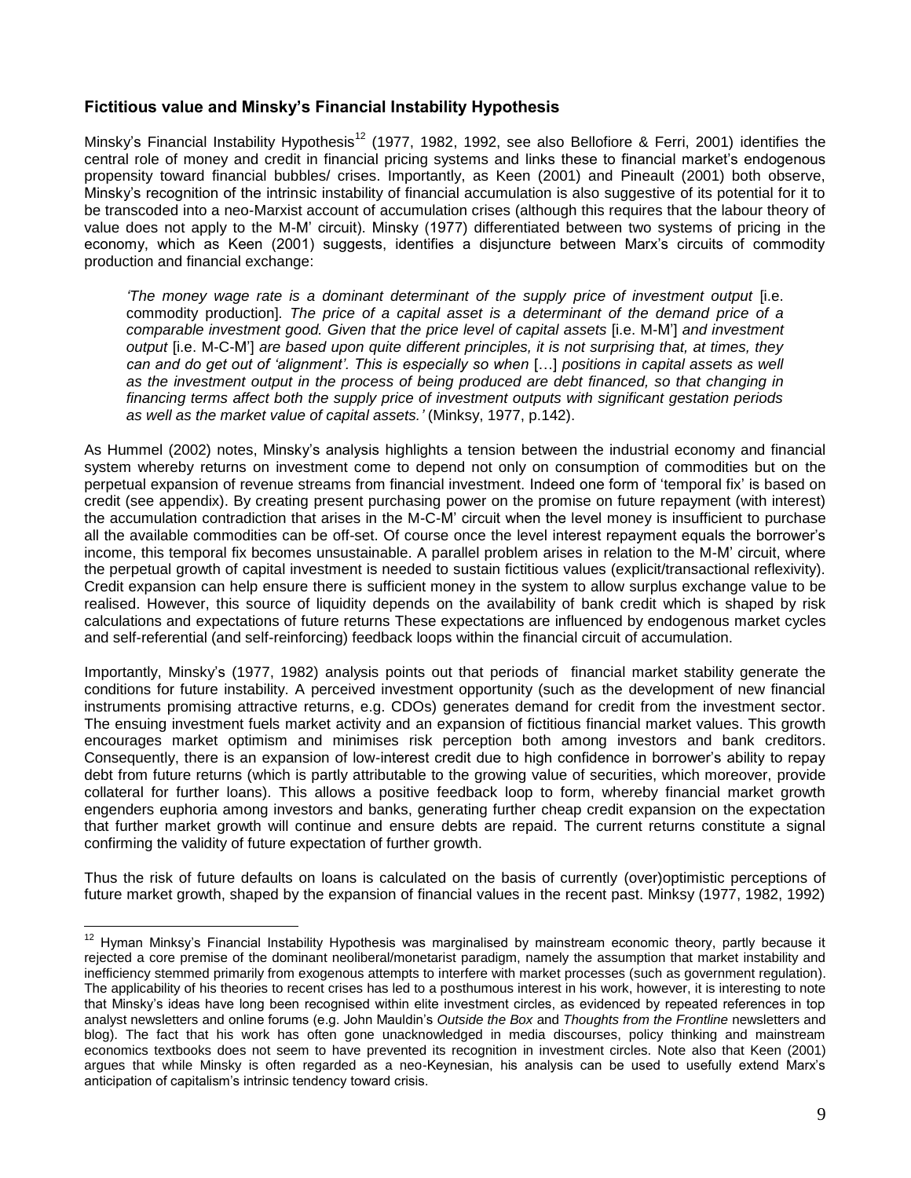### Fictitious value and Minsky's Financial Instability Hypothesis

Minsky's Financial Instability Hypothesis[12] (1977, 1982, 1992, see also Bellofiore & Ferri, 2001) identifies the central role of money and credit in financial pricing systems and links these to financial market's endogenous propensity toward financial bubbles/ crises. Importantly, as Keen (2001) and Pineault (2001) both observe, Minsky's recognition of the intrinsic instability of financial accumulation is also suggestive of its potential for it to be transcoded into a neo-Marxist account of accumulation crises (although this requires that the labour theory of value does not apply to the M-M' circuit). Minsky (1977) differentiated between two systems of pricing in the economy, which as Keen (2001) suggests, identifies a disjuncture between Marx's circuits of commodity production and financial exchange:

> *'The money wage rate is a dominant determinant of the supply price of investment output* [i.e. commodity production]. *The price of a capital asset is a determinant of the demand price of a comparable investment good. Given that the price level of capital assets* [i.e. M-M'] *and investment output* [i.e. M-C-M'] *are based upon quite different principles, it is not surprising that, at times, they can and do get out of 'alignment'. This is especially so when* […] *positions in capital assets as well as the investment output in the process of being produced are debt financed, so that changing in financing terms affect both the supply price of investment outputs with significant gestation periods as well as the market value of capital assets.'* (Minksy, 1977, p.142).

As Hummel (2002) notes, Minsky's analysis highlights a tension between the industrial economy and financial system whereby returns on investment come to depend not only on consumption of commodities but on the perpetual expansion of revenue streams from financial investment. Indeed one form of 'temporal fix' is based on credit (see appendix). By creating present purchasing power on the promise on future repayment (with interest) the accumulation contradiction that arises in the M-C-M' circuit when the level money is insufficient to purchase all the available commodities can be off-set. Of course once the level interest repayment equals the borrower's income, this temporal fix becomes unsustainable. A parallel problem arises in relation to the M-M' circuit, where the perpetual growth of capital investment is needed to sustain fictitious values (explicit/transactional reflexivity). Credit expansion can help ensure there is sufficient money in the system to allow surplus exchange value to be realised. However, this source of liquidity depends on the availability of bank credit which is shaped by risk calculations and expectations of future returns These expectations are influenced by endogenous market cycles and self-referential (and self-reinforcing) feedback loops within the financial circuit of accumulation.

Importantly, Minsky's (1977, 1982) analysis points out that periods of financial market stability generate the conditions for future instability. A perceived investment opportunity (such as the development of new financial instruments promising attractive returns, e.g. CDOs) generates demand for credit from the investment sector. The ensuing investment fuels market activity and an expansion of fictitious financial market values. This growth encourages market optimism and minimises risk perception both among investors and bank creditors. Consequently, there is an expansion of low-interest credit due to high confidence in borrower's ability to repay debt from future returns (which is partly attributable to the growing value of securities, which moreover, provide collateral for further loans). This allows a positive feedback loop to form, whereby financial market growth engenders euphoria among investors and banks, generating further cheap credit expansion on the expectation that further market growth will continue and ensure debts are repaid. The current returns constitute a signal confirming the validity of future expectation of further growth.

Thus the risk of future defaults on loans is calculated on the basis of currently (over)optimistic perceptions of future market growth, shaped by the expansion of financial values in the recent past. Minksy (1977, 1982, 1992)

---

[12] Hyman Minksy's Financial Instability Hypothesis was marginalised by mainstream economic theory, partly because it rejected a core premise of the dominant neoliberal/monetarist paradigm, namely the assumption that market instability and inefficiency stemmed primarily from exogenous attempts to interfere with market processes (such as government regulation). The applicability of his theories to recent crises has led to a posthumous interest in his work, however, it is interesting to note that Minsky's ideas have long been recognised within elite investment circles, as evidenced by repeated references in top analyst newsletters and online forums (e.g. John Mauldin's *Outside the Box* and *Thoughts from the Frontline* newsletters and blog). The fact that his work has often gone unacknowledged in media discourses, policy thinking and mainstream economics textbooks does not seem to have prevented its recognition in investment circles. Note also that Keen (2001) argues that while Minsky is often regarded as a neo-Keynesian, his analysis can be used to usefully extend Marx's anticipation of capitalism's intrinsic tendency toward crisis.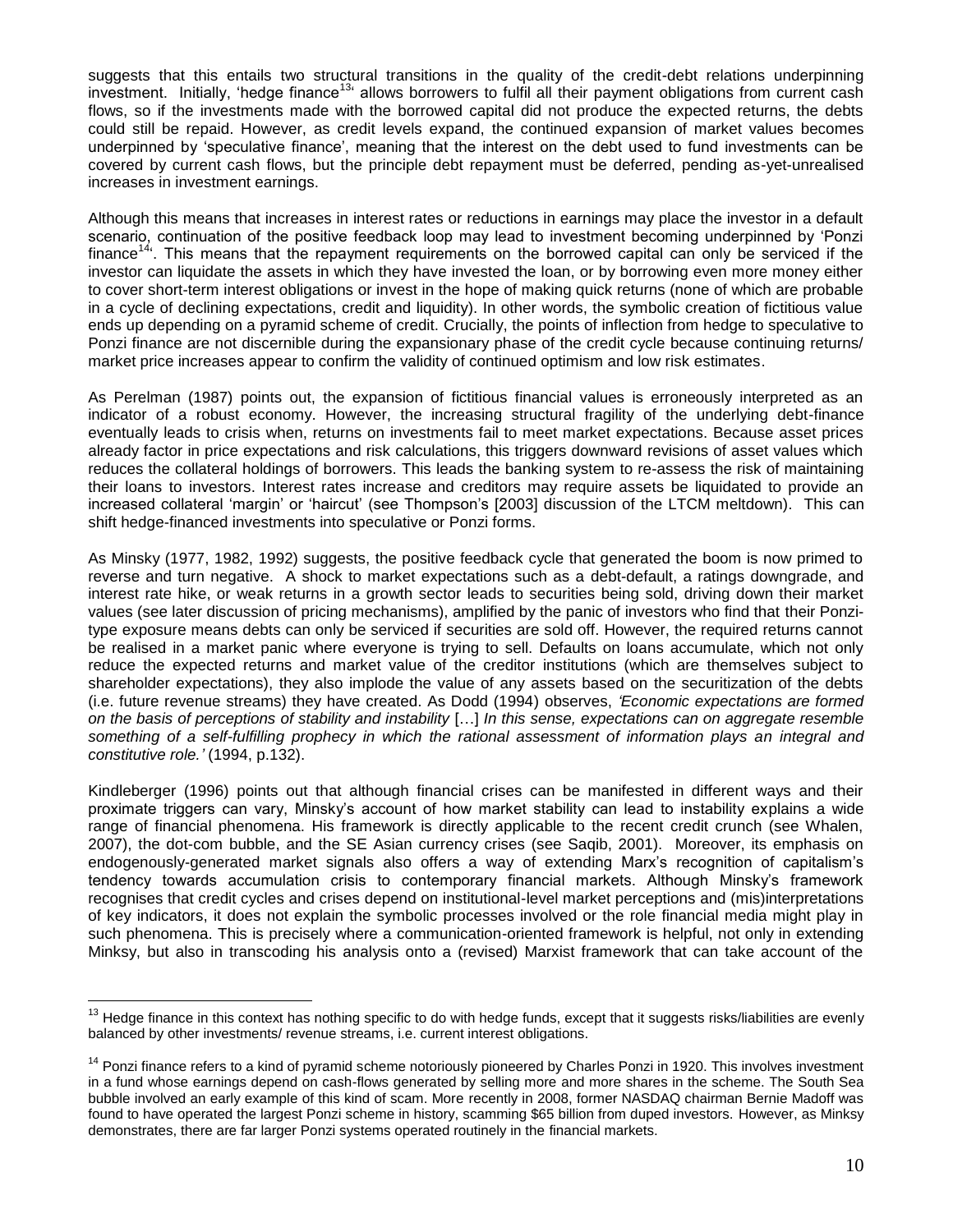suggests that this entails two structural transitions in the quality of the credit-debt relations underpinning investment. Initially, 'hedge finance[13]' allows borrowers to fulfil all their payment obligations from current cash flows, so if the investments made with the borrowed capital did not produce the expected returns, the debts could still be repaid. However, as credit levels expand, the continued expansion of market values becomes underpinned by 'speculative finance', meaning that the interest on the debt used to fund investments can be covered by current cash flows, but the principle debt repayment must be deferred, pending as-yet-unrealised increases in investment earnings.

Although this means that increases in interest rates or reductions in earnings may place the investor in a default scenario, continuation of the positive feedback loop may lead to investment becoming underpinned by 'Ponzi finance[14]'. This means that the repayment requirements on the borrowed capital can only be serviced if the investor can liquidate the assets in which they have invested the loan, or by borrowing even more money either to cover short-term interest obligations or invest in the hope of making quick returns (none of which are probable in a cycle of declining expectations, credit and liquidity). In other words, the symbolic creation of fictitious value ends up depending on a pyramid scheme of credit. Crucially, the points of inflection from hedge to speculative to Ponzi finance are not discernible during the expansionary phase of the credit cycle because continuing returns/ market price increases appear to confirm the validity of continued optimism and low risk estimates.

As Perelman (1987) points out, the expansion of fictitious financial values is erroneously interpreted as an indicator of a robust economy. However, the increasing structural fragility of the underlying debt-finance eventually leads to crisis when, returns on investments fail to meet market expectations. Because asset prices already factor in price expectations and risk calculations, this triggers downward revisions of asset values which reduces the collateral holdings of borrowers. This leads the banking system to re-assess the risk of maintaining their loans to investors. Interest rates increase and creditors may require assets be liquidated to provide an increased collateral 'margin' or 'haircut' (see Thompson's [2003] discussion of the LTCM meltdown). This can shift hedge-financed investments into speculative or Ponzi forms.

As Minsky (1977, 1982, 1992) suggests, the positive feedback cycle that generated the boom is now primed to reverse and turn negative. A shock to market expectations such as a debt-default, a ratings downgrade, and interest rate hike, or weak returns in a growth sector leads to securities being sold, driving down their market values (see later discussion of pricing mechanisms), amplified by the panic of investors who find that their Ponzi-type exposure means debts can only be serviced if securities are sold off. However, the required returns cannot be realised in a market panic where everyone is trying to sell. Defaults on loans accumulate, which not only reduce the expected returns and market value of the creditor institutions (which are themselves subject to shareholder expectations), they also implode the value of any assets based on the securitization of the debts (i.e. future revenue streams) they have created. As Dodd (1994) observes, *'Economic expectations are formed on the basis of perceptions of stability and instability* […] *In this sense, expectations can on aggregate resemble something of a self-fulfilling prophecy in which the rational assessment of information plays an integral and constitutive role.'* (1994, p.132).

Kindleberger (1996) points out that although financial crises can be manifested in different ways and their proximate triggers can vary, Minsky's account of how market stability can lead to instability explains a wide range of financial phenomena. His framework is directly applicable to the recent credit crunch (see Whalen, 2007), the dot-com bubble, and the SE Asian currency crises (see Saqib, 2001). Moreover, its emphasis on endogenously-generated market signals also offers a way of extending Marx's recognition of capitalism's tendency towards accumulation crisis to contemporary financial markets. Although Minsky's framework recognises that credit cycles and crises depend on institutional-level market perceptions and (mis)interpretations of key indicators, it does not explain the symbolic processes involved or the role financial media might play in such phenomena. This is precisely where a communication-oriented framework is helpful, not only in extending Minksy, but also in transcoding his analysis onto a (revised) Marxist framework that can take account of the

---

[13] Hedge finance in this context has nothing specific to do with hedge funds, except that it suggests risks/liabilities are evenly balanced by other investments/ revenue streams, i.e. current interest obligations.

[14] Ponzi finance refers to a kind of pyramid scheme notoriously pioneered by Charles Ponzi in 1920. This involves investment in a fund whose earnings depend on cash-flows generated by selling more and more shares in the scheme. The South Sea bubble involved an early example of this kind of scam. More recently in 2008, former NASDAQ chairman Bernie Madoff was found to have operated the largest Ponzi scheme in history, scamming $65 billion from duped investors. However, as Minksy demonstrates, there are far larger Ponzi systems operated routinely in the financial markets.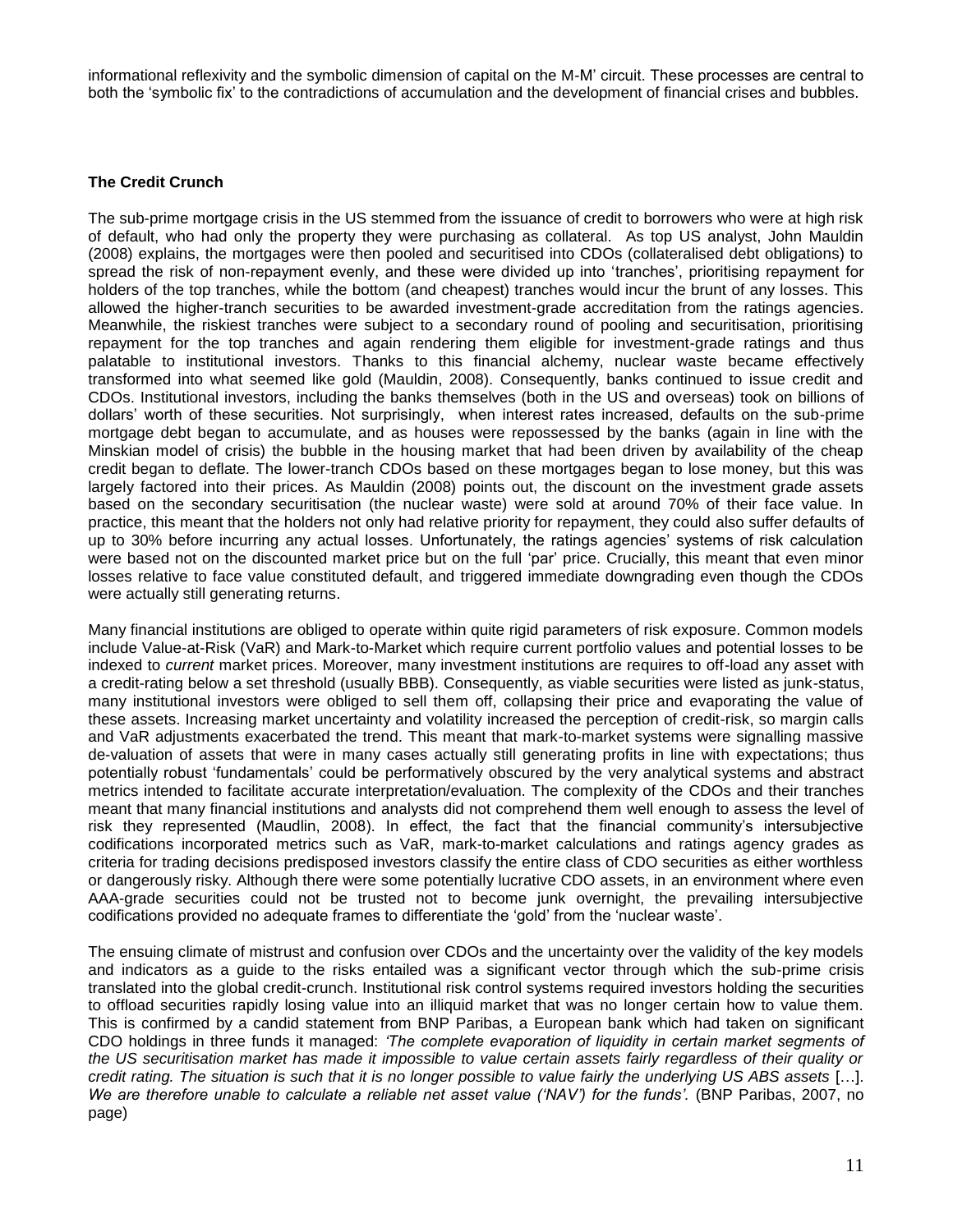informational reflexivity and the symbolic dimension of capital on the M-M' circuit. These processes are central to both the 'symbolic fix' to the contradictions of accumulation and the development of financial crises and bubbles.

**The Credit Crunch**

The sub-prime mortgage crisis in the US stemmed from the issuance of credit to borrowers who were at high risk of default, who had only the property they were purchasing as collateral. As top US analyst, John Mauldin (2008) explains, the mortgages were then pooled and securitised into CDOs (collateralised debt obligations) to spread the risk of non-repayment evenly, and these were divided up into 'tranches', prioritising repayment for holders of the top tranches, while the bottom (and cheapest) tranches would incur the brunt of any losses. This allowed the higher-tranch securities to be awarded investment-grade accreditation from the ratings agencies. Meanwhile, the riskiest tranches were subject to a secondary round of pooling and securitisation, prioritising repayment for the top tranches and again rendering them eligible for investment-grade ratings and thus palatable to institutional investors. Thanks to this financial alchemy, nuclear waste became effectively transformed into what seemed like gold (Mauldin, 2008). Consequently, banks continued to issue credit and CDOs. Institutional investors, including the banks themselves (both in the US and overseas) took on billions of dollars' worth of these securities. Not surprisingly, when interest rates increased, defaults on the sub-prime mortgage debt began to accumulate, and as houses were repossessed by the banks (again in line with the Minskian model of crisis) the bubble in the housing market that had been driven by availability of the cheap credit began to deflate. The lower-tranch CDOs based on these mortgages began to lose money, but this was largely factored into their prices. As Mauldin (2008) points out, the discount on the investment grade assets based on the secondary securitisation (the nuclear waste) were sold at around 70% of their face value. In practice, this meant that the holders not only had relative priority for repayment, they could also suffer defaults of up to 30% before incurring any actual losses. Unfortunately, the ratings agencies' systems of risk calculation were based not on the discounted market price but on the full 'par' price. Crucially, this meant that even minor losses relative to face value constituted default, and triggered immediate downgrading even though the CDOs were actually still generating returns.

Many financial institutions are obliged to operate within quite rigid parameters of risk exposure. Common models include Value-at-Risk (VaR) and Mark-to-Market which require current portfolio values and potential losses to be indexed to *current* market prices. Moreover, many investment institutions are requires to off-load any asset with a credit-rating below a set threshold (usually BBB). Consequently, as viable securities were listed as junk-status, many institutional investors were obliged to sell them off, collapsing their price and evaporating the value of these assets. Increasing market uncertainty and volatility increased the perception of credit-risk, so margin calls and VaR adjustments exacerbated the trend. This meant that mark-to-market systems were signalling massive de-valuation of assets that were in many cases actually still generating profits in line with expectations; thus potentially robust 'fundamentals' could be performatively obscured by the very analytical systems and abstract metrics intended to facilitate accurate interpretation/evaluation. The complexity of the CDOs and their tranches meant that many financial institutions and analysts did not comprehend them well enough to assess the level of risk they represented (Maudlin, 2008). In effect, the fact that the financial community's intersubjective codifications incorporated metrics such as VaR, mark-to-market calculations and ratings agency grades as criteria for trading decisions predisposed investors classify the entire class of CDO securities as either worthless or dangerously risky. Although there were some potentially lucrative CDO assets, in an environment where even AAA-grade securities could not be trusted not to become junk overnight, the prevailing intersubjective codifications provided no adequate frames to differentiate the 'gold' from the 'nuclear waste'.

The ensuing climate of mistrust and confusion over CDOs and the uncertainty over the validity of the key models and indicators as a guide to the risks entailed was a significant vector through which the sub-prime crisis translated into the global credit-crunch. Institutional risk control systems required investors holding the securities to offload securities rapidly losing value into an illiquid market that was no longer certain how to value them. This is confirmed by a candid statement from BNP Paribas, a European bank which had taken on significant CDO holdings in three funds it managed: *'The complete evaporation of liquidity in certain market segments of the US securitisation market has made it impossible to value certain assets fairly regardless of their quality or credit rating. The situation is such that it is no longer possible to value fairly the underlying US ABS assets* […]. *We are therefore unable to calculate a reliable net asset value ('NAV') for the funds'.* (BNP Paribas, 2007, no page)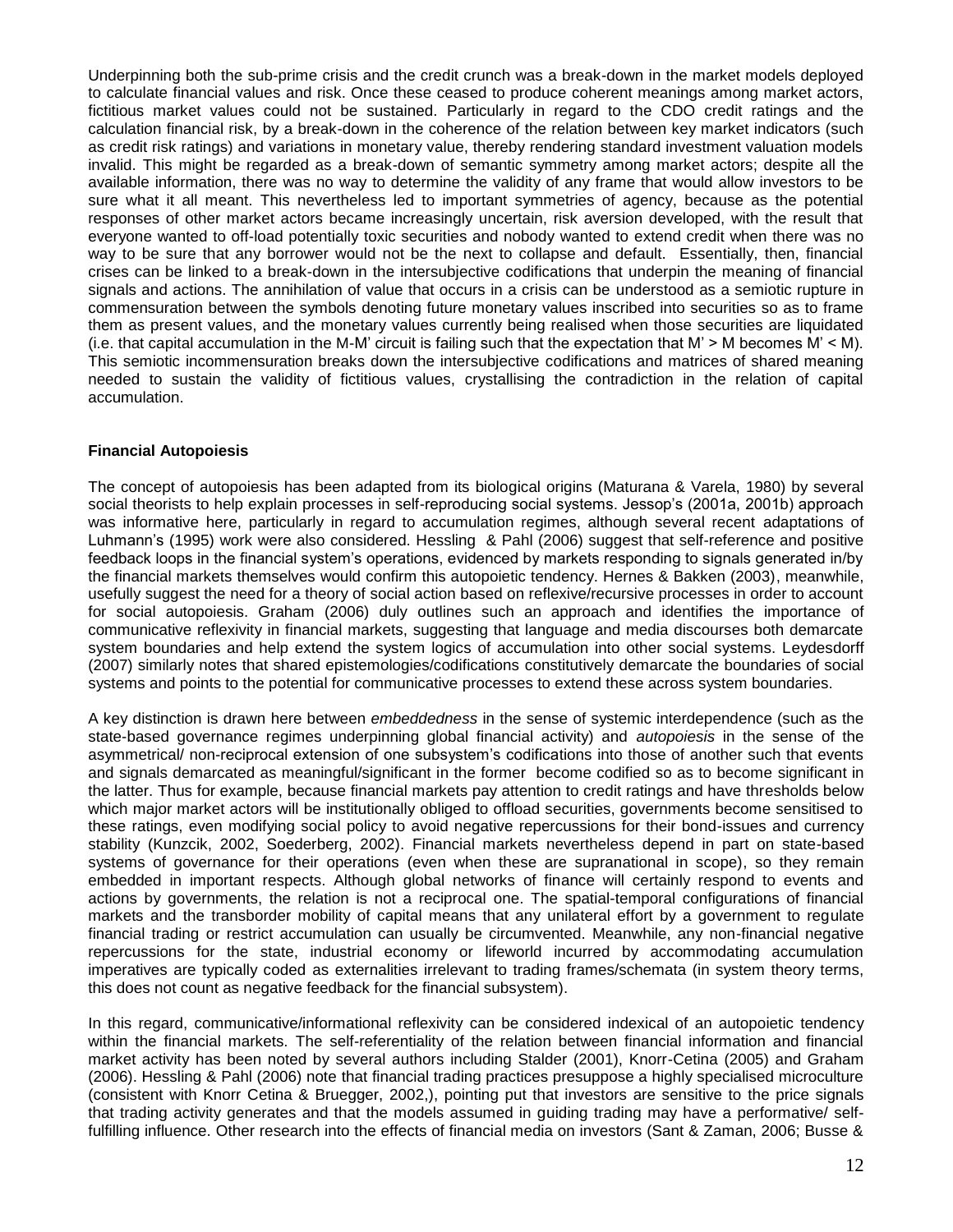Underpinning both the sub-prime crisis and the credit crunch was a break-down in the market models deployed to calculate financial values and risk. Once these ceased to produce coherent meanings among market actors, fictitious market values could not be sustained. Particularly in regard to the CDO credit ratings and the calculation financial risk, by a break-down in the coherence of the relation between key market indicators (such as credit risk ratings) and variations in monetary value, thereby rendering standard investment valuation models invalid. This might be regarded as a break-down of semantic symmetry among market actors; despite all the available information, there was no way to determine the validity of any frame that would allow investors to be sure what it all meant. This nevertheless led to important symmetries of agency, because as the potential responses of other market actors became increasingly uncertain, risk aversion developed, with the result that everyone wanted to off-load potentially toxic securities and nobody wanted to extend credit when there was no way to be sure that any borrower would not be the next to collapse and default. Essentially, then, financial crises can be linked to a break-down in the intersubjective codifications that underpin the meaning of financial signals and actions. The annihilation of value that occurs in a crisis can be understood as a semiotic rupture in commensuration between the symbols denoting future monetary values inscribed into securities so as to frame them as present values, and the monetary values currently being realised when those securities are liquidated (i.e. that capital accumulation in the M-M' circuit is failing such that the expectation that M' > M becomes M' < M). This semiotic incommensuration breaks down the intersubjective codifications and matrices of shared meaning needed to sustain the validity of fictitious values, crystallising the contradiction in the relation of capital accumulation.

**Financial Autopoiesis**

The concept of autopoiesis has been adapted from its biological origins (Maturana & Varela, 1980) by several social theorists to help explain processes in self-reproducing social systems. Jessop's (2001a, 2001b) approach was informative here, particularly in regard to accumulation regimes, although several recent adaptations of Luhmann's (1995) work were also considered. Hessling & Pahl (2006) suggest that self-reference and positive feedback loops in the financial system's operations, evidenced by markets responding to signals generated in/by the financial markets themselves would confirm this autopoietic tendency. Hernes & Bakken (2003), meanwhile, usefully suggest the need for a theory of social action based on reflexive/recursive processes in order to account for social autopoiesis. Graham (2006) duly outlines such an approach and identifies the importance of communicative reflexivity in financial markets, suggesting that language and media discourses both demarcate system boundaries and help extend the system logics of accumulation into other social systems. Leydesdorff (2007) similarly notes that shared epistemologies/codifications constitutively demarcate the boundaries of social systems and points to the potential for communicative processes to extend these across system boundaries.

A key distinction is drawn here between *embeddedness* in the sense of systemic interdependence (such as the state-based governance regimes underpinning global financial activity) and *autopoiesis* in the sense of the asymmetrical/ non-reciprocal extension of one subsystem's codifications into those of another such that events and signals demarcated as meaningful/significant in the former become codified so as to become significant in the latter. Thus for example, because financial markets pay attention to credit ratings and have thresholds below which major market actors will be institutionally obliged to offload securities, governments become sensitised to these ratings, even modifying social policy to avoid negative repercussions for their bond-issues and currency stability (Kunzcik, 2002, Soederberg, 2002). Financial markets nevertheless depend in part on state-based systems of governance for their operations (even when these are supranational in scope), so they remain embedded in important respects. Although global networks of finance will certainly respond to events and actions by governments, the relation is not a reciprocal one. The spatial-temporal configurations of financial markets and the transborder mobility of capital means that any unilateral effort by a government to regulate financial trading or restrict accumulation can usually be circumvented. Meanwhile, any non-financial negative repercussions for the state, industrial economy or lifeworld incurred by accommodating accumulation imperatives are typically coded as externalities irrelevant to trading frames/schemata (in system theory terms, this does not count as negative feedback for the financial subsystem).

In this regard, communicative/informational reflexivity can be considered indexical of an autopoietic tendency within the financial markets. The self-referentiality of the relation between financial information and financial market activity has been noted by several authors including Stalder (2001), Knorr-Cetina (2005) and Graham (2006). Hessling & Pahl (2006) note that financial trading practices presuppose a highly specialised microculture (consistent with Knorr Cetina & Bruegger, 2002,), pointing put that investors are sensitive to the price signals that trading activity generates and that the models assumed in guiding trading may have a performative/ self-fulfilling influence. Other research into the effects of financial media on investors (Sant & Zaman, 2006; Busse &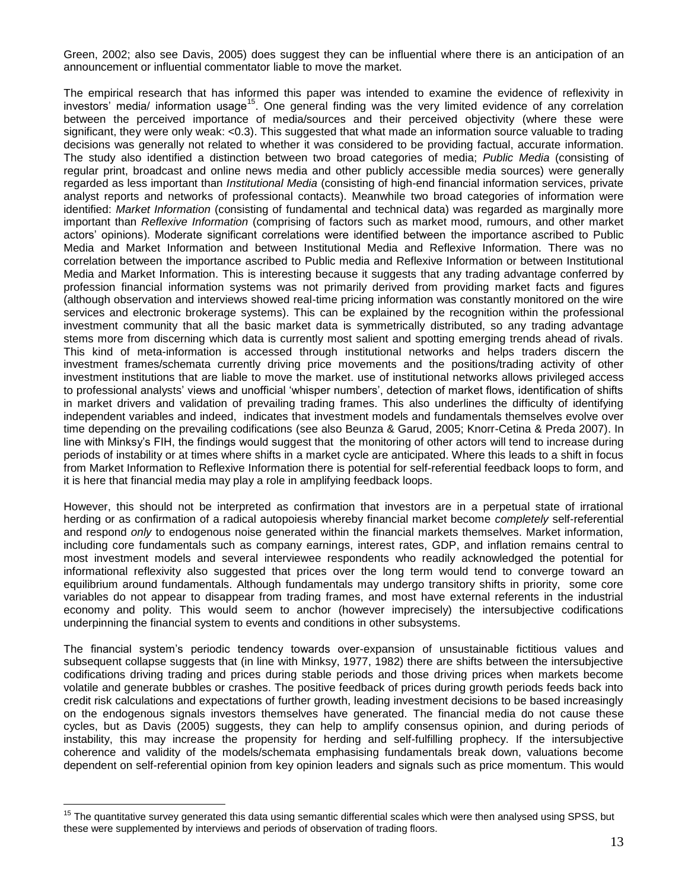Green, 2002; also see Davis, 2005) does suggest they can be influential where there is an anticipation of an announcement or influential commentator liable to move the market.

The empirical research that has informed this paper was intended to examine the evidence of reflexivity in investors' media/ information usage[15]. One general finding was the very limited evidence of any correlation between the perceived importance of media/sources and their perceived objectivity (where these were significant, they were only weak: <0.3). This suggested that what made an information source valuable to trading decisions was generally not related to whether it was considered to be providing factual, accurate information. The study also identified a distinction between two broad categories of media; *Public Media* (consisting of regular print, broadcast and online news media and other publicly accessible media sources) were generally regarded as less important than *Institutional Media* (consisting of high-end financial information services, private analyst reports and networks of professional contacts). Meanwhile two broad categories of information were identified: *Market Information* (consisting of fundamental and technical data) was regarded as marginally more important than *Reflexive Information* (comprising of factors such as market mood, rumours, and other market actors' opinions). Moderate significant correlations were identified between the importance ascribed to Public Media and Market Information and between Institutional Media and Reflexive Information. There was no correlation between the importance ascribed to Public media and Reflexive Information or between Institutional Media and Market Information. This is interesting because it suggests that any trading advantage conferred by profession financial information systems was not primarily derived from providing market facts and figures (although observation and interviews showed real-time pricing information was constantly monitored on the wire services and electronic brokerage systems). This can be explained by the recognition within the professional investment community that all the basic market data is symmetrically distributed, so any trading advantage stems more from discerning which data is currently most salient and spotting emerging trends ahead of rivals. This kind of meta-information is accessed through institutional networks and helps traders discern the investment frames/schemata currently driving price movements and the positions/trading activity of other investment institutions that are liable to move the market. use of institutional networks allows privileged access to professional analysts' views and unofficial 'whisper numbers', detection of market flows, identification of shifts in market drivers and validation of prevailing trading frames. This also underlines the difficulty of identifying independent variables and indeed, indicates that investment models and fundamentals themselves evolve over time depending on the prevailing codifications (see also Beunza & Garud, 2005; Knorr-Cetina & Preda 2007). In line with Minksy's FIH, the findings would suggest that the monitoring of other actors will tend to increase during periods of instability or at times where shifts in a market cycle are anticipated. Where this leads to a shift in focus from Market Information to Reflexive Information there is potential for self-referential feedback loops to form, and it is here that financial media may play a role in amplifying feedback loops.

However, this should not be interpreted as confirmation that investors are in a perpetual state of irrational herding or as confirmation of a radical autopoiesis whereby financial market become *completely* self-referential and respond *only* to endogenous noise generated within the financial markets themselves. Market information, including core fundamentals such as company earnings, interest rates, GDP, and inflation remains central to most investment models and several interviewee respondents who readily acknowledged the potential for informational reflexivity also suggested that prices over the long term would tend to converge toward an equilibrium around fundamentals. Although fundamentals may undergo transitory shifts in priority, some core variables do not appear to disappear from trading frames, and most have external referents in the industrial economy and polity. This would seem to anchor (however imprecisely) the intersubjective codifications underpinning the financial system to events and conditions in other subsystems.

The financial system's periodic tendency towards over-expansion of unsustainable fictitious values and subsequent collapse suggests that (in line with Minksy, 1977, 1982) there are shifts between the intersubjective codifications driving trading and prices during stable periods and those driving prices when markets become volatile and generate bubbles or crashes. The positive feedback of prices during growth periods feeds back into credit risk calculations and expectations of further growth, leading investment decisions to be based increasingly on the endogenous signals investors themselves have generated. The financial media do not cause these cycles, but as Davis (2005) suggests, they can help to amplify consensus opinion, and during periods of instability, this may increase the propensity for herding and self-fulfilling prophecy. If the intersubjective coherence and validity of the models/schemata emphasising fundamentals break down, valuations become dependent on self-referential opinion from key opinion leaders and signals such as price momentum. This would

[15] The quantitative survey generated this data using semantic differential scales which were then analysed using SPSS, but these were supplemented by interviews and periods of observation of trading floors.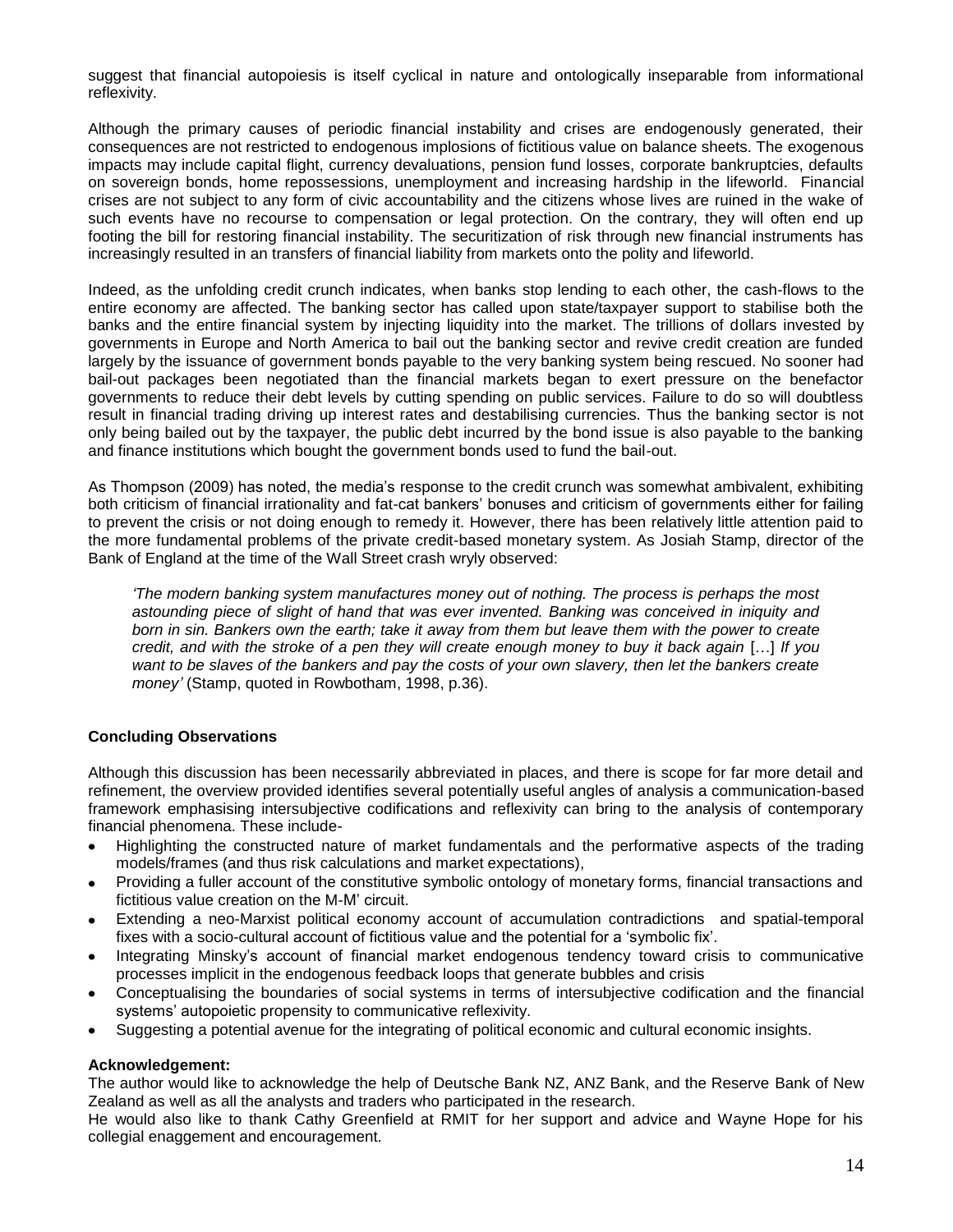suggest that financial autopoiesis is itself cyclical in nature and ontologically inseparable from informational reflexivity.

Although the primary causes of periodic financial instability and crises are endogenously generated, their consequences are not restricted to endogenous implosions of fictitious value on balance sheets. The exogenous impacts may include capital flight, currency devaluations, pension fund losses, corporate bankruptcies, defaults on sovereign bonds, home repossessions, unemployment and increasing hardship in the lifeworld. Financial crises are not subject to any form of civic accountability and the citizens whose lives are ruined in the wake of such events have no recourse to compensation or legal protection. On the contrary, they will often end up footing the bill for restoring financial instability. The securitization of risk through new financial instruments has increasingly resulted in an transfers of financial liability from markets onto the polity and lifeworld.

Indeed, as the unfolding credit crunch indicates, when banks stop lending to each other, the cash-flows to the entire economy are affected. The banking sector has called upon state/taxpayer support to stabilise both the banks and the entire financial system by injecting liquidity into the market. The trillions of dollars invested by governments in Europe and North America to bail out the banking sector and revive credit creation are funded largely by the issuance of government bonds payable to the very banking system being rescued. No sooner had bail-out packages been negotiated than the financial markets began to exert pressure on the benefactor governments to reduce their debt levels by cutting spending on public services. Failure to do so will doubtless result in financial trading driving up interest rates and destabilising currencies. Thus the banking sector is not only being bailed out by the taxpayer, the public debt incurred by the bond issue is also payable to the banking and finance institutions which bought the government bonds used to fund the bail-out.

As Thompson (2009) has noted, the media's response to the credit crunch was somewhat ambivalent, exhibiting both criticism of financial irrationality and fat-cat bankers' bonuses and criticism of governments either for failing to prevent the crisis or not doing enough to remedy it. However, there has been relatively little attention paid to the more fundamental problems of the private credit-based monetary system. As Josiah Stamp, director of the Bank of England at the time of the Wall Street crash wryly observed:

> *'The modern banking system manufactures money out of nothing. The process is perhaps the most astounding piece of slight of hand that was ever invented. Banking was conceived in iniquity and born in sin. Bankers own the earth; take it away from them but leave them with the power to create credit, and with the stroke of a pen they will create enough money to buy it back again* [...] *If you want to be slaves of the bankers and pay the costs of your own slavery, then let the bankers create money'* (Stamp, quoted in Rowbotham, 1998, p.36).

## Concluding Observations

Although this discussion has been necessarily abbreviated in places, and there is scope for far more detail and refinement, the overview provided identifies several potentially useful angles of analysis a communication-based framework emphasising intersubjective codifications and reflexivity can bring to the analysis of contemporary financial phenomena. These include-

- Highlighting the constructed nature of market fundamentals and the performative aspects of the trading models/frames (and thus risk calculations and market expectations),
- Providing a fuller account of the constitutive symbolic ontology of monetary forms, financial transactions and fictitious value creation on the M-M' circuit.
- Extending a neo-Marxist political economy account of accumulation contradictions and spatial-temporal fixes with a socio-cultural account of fictitious value and the potential for a 'symbolic fix'.
- Integrating Minsky's account of financial market endogenous tendency toward crisis to communicative processes implicit in the endogenous feedback loops that generate bubbles and crisis
- Conceptualising the boundaries of social systems in terms of intersubjective codification and the financial systems' autopoietic propensity to communicative reflexivity.
- Suggesting a potential avenue for the integrating of political economic and cultural economic insights.

**Acknowledgement:**

The author would like to acknowledge the help of Deutsche Bank NZ, ANZ Bank, and the Reserve Bank of New Zealand as well as all the analysts and traders who participated in the research.

He would also like to thank Cathy Greenfield at RMIT for her support and advice and Wayne Hope for his collegial enaggement and encouragement.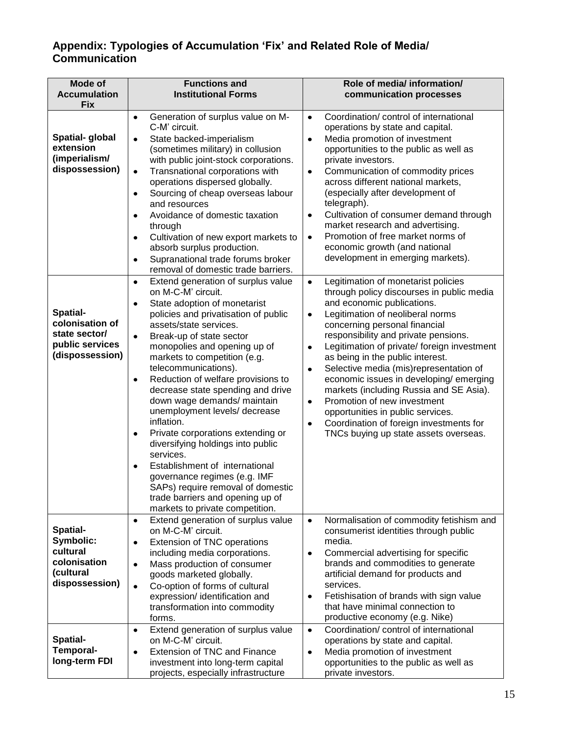## Appendix: Typologies of Accumulation 'Fix' and Related Role of Media/ Communication

| Mode of Accumulation Fix | Functions and Institutional Forms | Role of media/ information/ communication processes |
|---|---|---|
| **Spatial- global extension (imperialism/ dispossession)** | • Generation of surplus value on M-C-M' circuit.<br>• State backed-imperialism (sometimes military) in collusion with public joint-stock corporations.<br>• Transnational corporations with operations dispersed globally.<br>• Sourcing of cheap overseas labour and resources<br>• Avoidance of domestic taxation through<br>• Cultivation of new export markets to absorb surplus production.<br>• Supranational trade forums broker removal of domestic trade barriers. | • Coordination/ control of international operations by state and capital.<br>• Media promotion of investment opportunities to the public as well as private investors.<br>• Communication of commodity prices across different national markets, (especially after development of telegraph).<br>• Cultivation of consumer demand through market research and advertising.<br>• Promotion of free market norms of economic growth (and national development in emerging markets). |
| **Spatial- colonisation of state sector/ public services (dispossession)** | • Extend generation of surplus value on M-C-M' circuit.<br>• State adoption of monetarist policies and privatisation of public assets/state services.<br>• Break-up of state sector monopolies and opening up of markets to competition (e.g. telecommunications).<br>• Reduction of welfare provisions to decrease state spending and drive down wage demands/ maintain unemployment levels/ decrease inflation.<br>• Private corporations extending or diversifying holdings into public services.<br>• Establishment of international governance regimes (e.g. IMF SAPs) require removal of domestic trade barriers and opening up of markets to private competition. | • Legitimation of monetarist policies through policy discourses in public media and economic publications.<br>• Legitimation of neoliberal norms concerning personal financial responsibility and private pensions.<br>• Legitimation of private/ foreign investment as being in the public interest.<br>• Selective media (mis)representation of economic issues in developing/ emerging markets (including Russia and SE Asia).<br>• Promotion of new investment opportunities in public services.<br>• Coordination of foreign investments for TNCs buying up state assets overseas. |
| **Spatial- Symbolic: cultural colonisation (cultural dispossession)** | • Extend generation of surplus value on M-C-M' circuit.<br>• Extension of TNC operations including media corporations.<br>• Mass production of consumer goods marketed globally.<br>• Co-option of forms of cultural expression/ identification and transformation into commodity forms. | • Normalisation of commodity fetishism and consumerist identities through public media.<br>• Commercial advertising for specific brands and commodities to generate artificial demand for products and services.<br>• Fetishisation of brands with sign value that have minimal connection to productive economy (e.g. Nike) |
| **Spatial- Temporal- long-term FDI** | • Extend generation of surplus value on M-C-M' circuit.<br>• Extension of TNC and Finance investment into long-term capital projects, especially infrastructure | • Coordination/ control of international operations by state and capital.<br>• Media promotion of investment opportunities to the public as well as private investors. |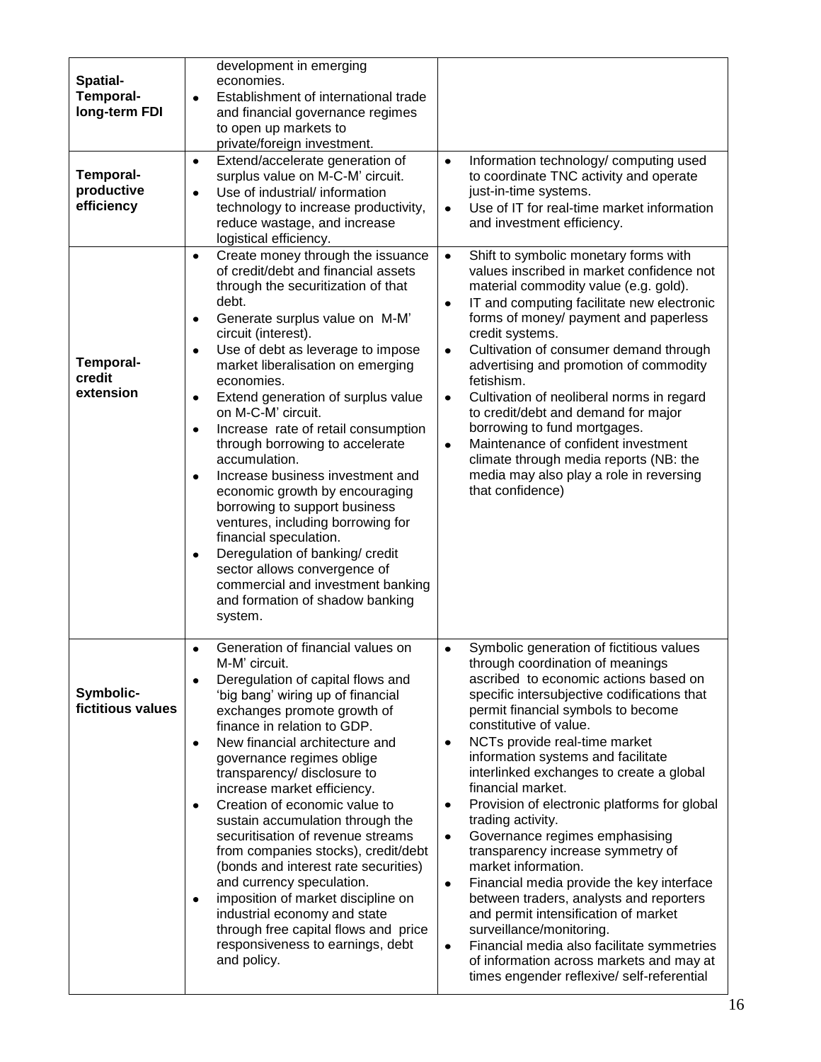| | | |
|---|---|---|
| **Spatial-Temporal-long-term FDI** | development in emerging economies.<br>• Establishment of international trade and financial governance regimes to open up markets to private/foreign investment. | |
| **Temporal-productive efficiency** | • Extend/accelerate generation of surplus value on M-C-M' circuit.<br>• Use of industrial/ information technology to increase productivity, reduce wastage, and increase logistical efficiency. | • Information technology/ computing used to coordinate TNC activity and operate just-in-time systems.<br>• Use of IT for real-time market information and investment efficiency. |
| **Temporal-credit extension** | • Create money through the issuance of credit/debt and financial assets through the securitization of that debt.<br>• Generate surplus value on M-M' circuit (interest).<br>• Use of debt as leverage to impose market liberalisation on emerging economies.<br>• Extend generation of surplus value on M-C-M' circuit.<br>• Increase rate of retail consumption through borrowing to accelerate accumulation.<br>• Increase business investment and economic growth by encouraging borrowing to support business ventures, including borrowing for financial speculation.<br>• Deregulation of banking/ credit sector allows convergence of commercial and investment banking and formation of shadow banking system. | • Shift to symbolic monetary forms with values inscribed in market confidence not material commodity value (e.g. gold).<br>• IT and computing facilitate new electronic forms of money/ payment and paperless credit systems.<br>• Cultivation of consumer demand through advertising and promotion of commodity fetishism.<br>• Cultivation of neoliberal norms in regard to credit/debt and demand for major borrowing to fund mortgages.<br>• Maintenance of confident investment climate through media reports (NB: the media may also play a role in reversing that confidence) |
| **Symbolic-fictitious values** | • Generation of financial values on M-M' circuit.<br>• Deregulation of capital flows and 'big bang' wiring up of financial exchanges promote growth of finance in relation to GDP.<br>• New financial architecture and governance regimes oblige transparency/ disclosure to increase market efficiency.<br>• Creation of economic value to sustain accumulation through the securitisation of revenue streams from companies stocks), credit/debt (bonds and interest rate securities) and currency speculation.<br>• imposition of market discipline on industrial economy and state through free capital flows and price responsiveness to earnings, debt and policy. | • Symbolic generation of fictitious values through coordination of meanings ascribed to economic actions based on specific intersubjective codifications that permit financial symbols to become constitutive of value.<br>• NCTs provide real-time market information systems and facilitate interlinked exchanges to create a global financial market.<br>• Provision of electronic platforms for global trading activity.<br>• Governance regimes emphasising transparency increase symmetry of market information.<br>• Financial media provide the key interface between traders, analysts and reporters and permit intensification of market surveillance/monitoring.<br>• Financial media also facilitate symmetries of information across markets and may at times engender reflexive/ self-referential |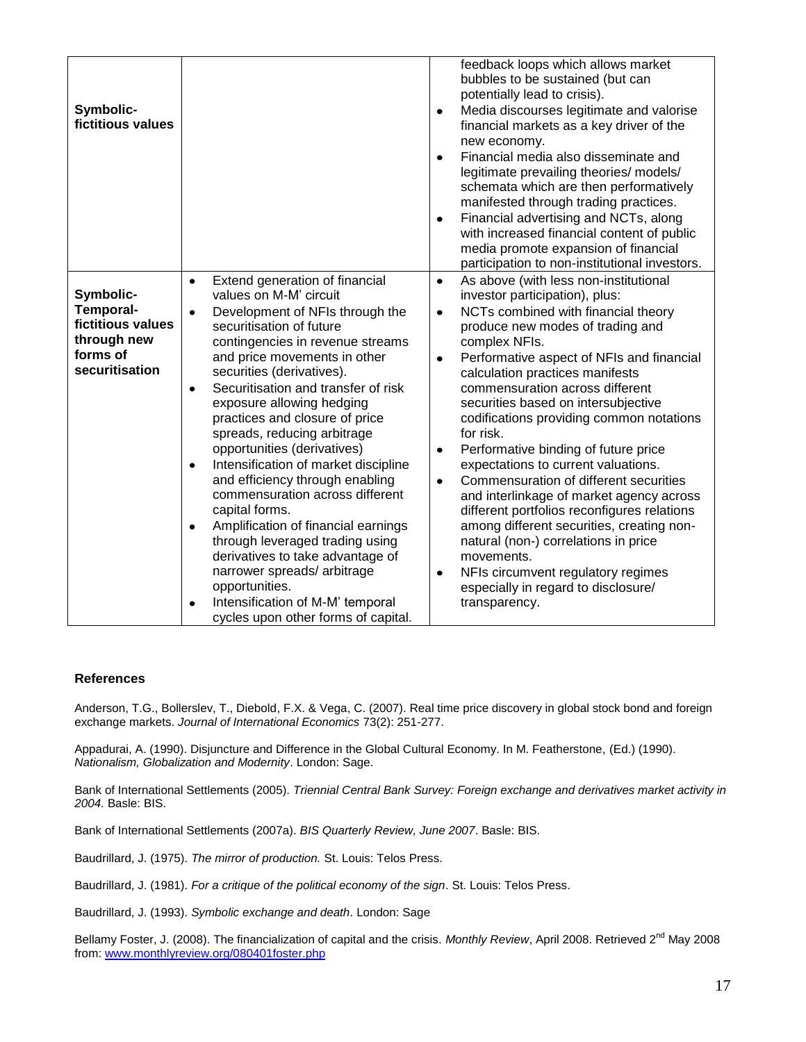| | | |
|---|---|---|
| **Symbolic-fictitious values** | | feedback loops which allows market bubbles to be sustained (but can potentially lead to crisis).<br>• Media discourses legitimate and valorise financial markets as a key driver of the new economy.<br>• Financial media also disseminate and legitimate prevailing theories/ models/ schemata which are then performatively manifested through trading practices.<br>• Financial advertising and NCTs, along with increased financial content of public media promote expansion of financial participation to non-institutional investors. |
| **Symbolic-Temporal-fictitious values through new forms of securitisation** | • Extend generation of financial values on M-M' circuit<br>• Development of NFIs through the securitisation of future contingencies in revenue streams and price movements in other securities (derivatives).<br>• Securitisation and transfer of risk exposure allowing hedging practices and closure of price spreads, reducing arbitrage opportunities (derivatives)<br>• Intensification of market discipline and efficiency through enabling commensuration across different capital forms.<br>• Amplification of financial earnings through leveraged trading using derivatives to take advantage of narrower spreads/ arbitrage opportunities.<br>• Intensification of M-M' temporal cycles upon other forms of capital. | • As above (with less non-institutional investor participation), plus:<br>• NCTs combined with financial theory produce new modes of trading and complex NFIs.<br>• Performative aspect of NFIs and financial calculation practices manifests commensuration across different securities based on intersubjective codifications providing common notations for risk.<br>• Performative binding of future price expectations to current valuations.<br>• Commensuration of different securities and interlinkage of market agency across different portfolios reconfigures relations among different securities, creating non-natural (non-) correlations in price movements.<br>• NFIs circumvent regulatory regimes especially in regard to disclosure/ transparency. |

## References

Anderson, T.G., Bollerslev, T., Diebold, F.X. & Vega, C. (2007). Real time price discovery in global stock bond and foreign exchange markets. *Journal of International Economics* 73(2): 251-277.

Appadurai, A. (1990). Disjuncture and Difference in the Global Cultural Economy. In M. Featherstone, (Ed.) (1990). *Nationalism, Globalization and Modernity*. London: Sage.

Bank of International Settlements (2005). *Triennial Central Bank Survey: Foreign exchange and derivatives market activity in 2004.* Basle: BIS.

Bank of International Settlements (2007a). *BIS Quarterly Review, June 2007*. Basle: BIS.

Baudrillard, J. (1975). *The mirror of production.* St. Louis: Telos Press.

Baudrillard, J. (1981). *For a critique of the political economy of the sign*. St. Louis: Telos Press.

Baudrillard, J. (1993). *Symbolic exchange and death*. London: Sage

Bellamy Foster, J. (2008). The financialization of capital and the crisis. *Monthly Review*, April 2008. Retrieved 2nd May 2008 from: www.monthlyreview.org/080401foster.php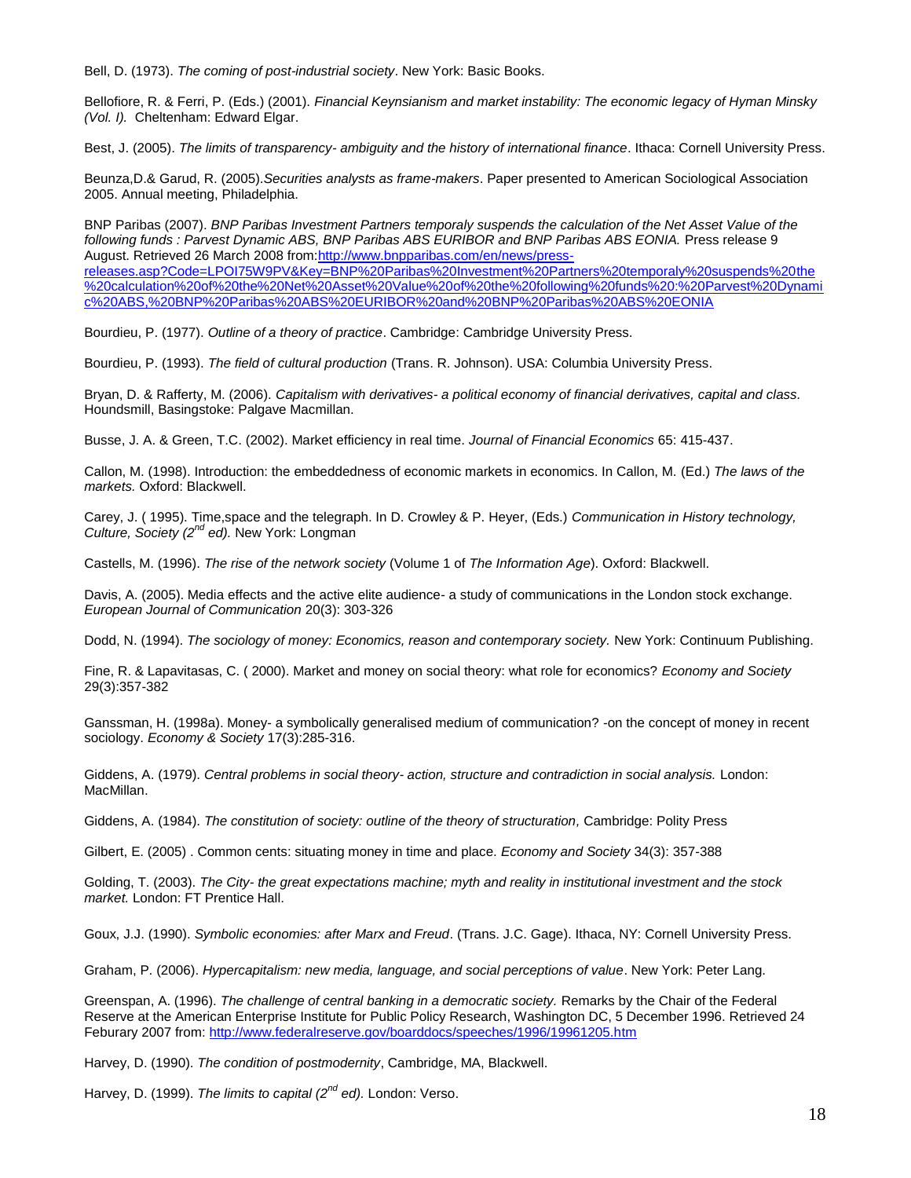Bell, D. (1973). *The coming of post-industrial society*. New York: Basic Books.

Bellofiore, R. & Ferri, P. (Eds.) (2001). *Financial Keynsianism and market instability: The economic legacy of Hyman Minsky (Vol. I).* Cheltenham: Edward Elgar.

Best, J. (2005). *The limits of transparency- ambiguity and the history of international finance*. Ithaca: Cornell University Press.

Beunza,D.& Garud, R. (2005).*Securities analysts as frame-makers*. Paper presented to American Sociological Association 2005. Annual meeting, Philadelphia.

BNP Paribas (2007). *BNP Paribas Investment Partners temporaly suspends the calculation of the Net Asset Value of the following funds : Parvest Dynamic ABS, BNP Paribas ABS EURIBOR and BNP Paribas ABS EONIA.* Press release 9 August. Retrieved 26 March 2008 from:http://www.bnpparibas.com/en/news/press-releases.asp?Code=LPOI75W9PV&Key=BNP%20Paribas%20Investment%20Partners%20temporaly%20suspends%20the%20calculation%20of%20the%20Net%20Asset%20Value%20of%20the%20following%20funds%20:%20Parvest%20Dynamic%20ABS,%20BNP%20Paribas%20ABS%20EURIBOR%20and%20BNP%20Paribas%20ABS%20EONIA

Bourdieu, P. (1977). *Outline of a theory of practice*. Cambridge: Cambridge University Press.

Bourdieu, P. (1993). *The field of cultural production* (Trans. R. Johnson). USA: Columbia University Press.

Bryan, D. & Rafferty, M. (2006). *Capitalism with derivatives- a political economy of financial derivatives, capital and class.* Houndsmill, Basingstoke: Palgave Macmillan.

Busse, J. A. & Green, T.C. (2002). Market efficiency in real time. *Journal of Financial Economics* 65: 415-437.

Callon, M. (1998). Introduction: the embeddedness of economic markets in economics. In Callon, M. (Ed.) *The laws of the markets.* Oxford: Blackwell.

Carey, J. ( 1995). Time,space and the telegraph. In D. Crowley & P. Heyer, (Eds.) *Communication in History technology, Culture, Society (2nd ed).* New York: Longman

Castells, M. (1996). *The rise of the network society* (Volume 1 of *The Information Age*). Oxford: Blackwell.

Davis, A. (2005). Media effects and the active elite audience- a study of communications in the London stock exchange. *European Journal of Communication* 20(3): 303-326

Dodd, N. (1994). *The sociology of money: Economics, reason and contemporary society.* New York: Continuum Publishing.

Fine, R. & Lapavitasas, C. ( 2000). Market and money on social theory: what role for economics? *Economy and Society* 29(3):357-382

Ganssman, H. (1998a). Money- a symbolically generalised medium of communication? -on the concept of money in recent sociology. *Economy & Society* 17(3):285-316.

Giddens, A. (1979). *Central problems in social theory- action, structure and contradiction in social analysis.* London: MacMillan.

Giddens, A. (1984). *The constitution of society: outline of the theory of structuration,* Cambridge: Polity Press

Gilbert, E. (2005) . Common cents: situating money in time and place. *Economy and Society* 34(3): 357-388

Golding, T. (2003). *The City- the great expectations machine; myth and reality in institutional investment and the stock market.* London: FT Prentice Hall.

Goux, J.J. (1990). *Symbolic economies: after Marx and Freud*. (Trans. J.C. Gage). Ithaca, NY: Cornell University Press.

Graham, P. (2006). *Hypercapitalism: new media, language, and social perceptions of value*. New York: Peter Lang.

Greenspan, A. (1996). *The challenge of central banking in a democratic society.* Remarks by the Chair of the Federal Reserve at the American Enterprise Institute for Public Policy Research, Washington DC, 5 December 1996. Retrieved 24 Feburary 2007 from: http://www.federalreserve.gov/boarddocs/speeches/1996/19961205.htm

Harvey, D. (1990). *The condition of postmodernity*, Cambridge, MA, Blackwell.

Harvey, D. (1999). *The limits to capital (2nd ed).* London: Verso.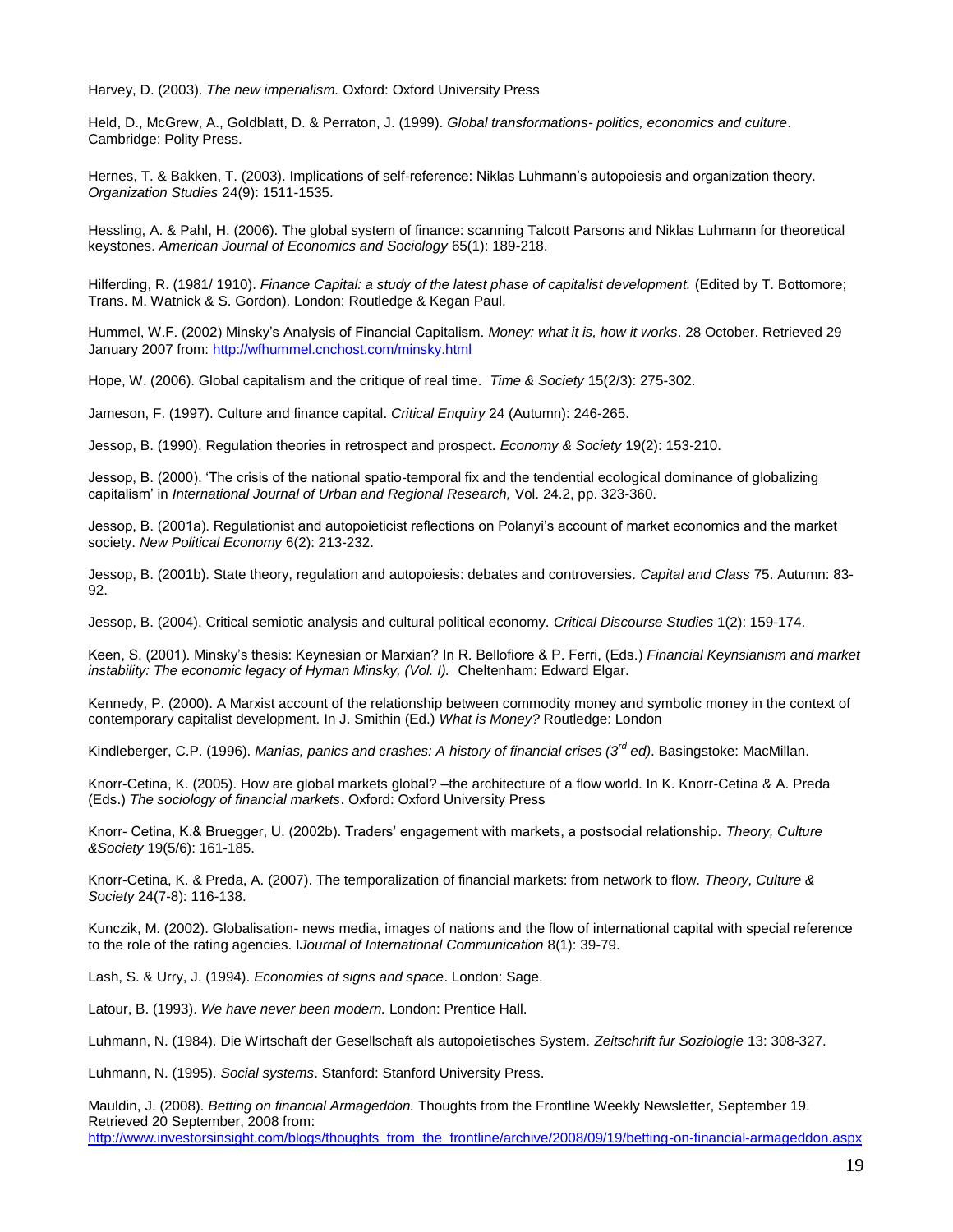Harvey, D. (2003). *The new imperialism.* Oxford: Oxford University Press

Held, D., McGrew, A., Goldblatt, D. & Perraton, J. (1999). *Global transformations- politics, economics and culture*. Cambridge: Polity Press.

Hernes, T. & Bakken, T. (2003). Implications of self-reference: Niklas Luhmann's autopoiesis and organization theory. *Organization Studies* 24(9): 1511-1535.

Hessling, A. & Pahl, H. (2006). The global system of finance: scanning Talcott Parsons and Niklas Luhmann for theoretical keystones. *American Journal of Economics and Sociology* 65(1): 189-218.

Hilferding, R. (1981/ 1910). *Finance Capital: a study of the latest phase of capitalist development.* (Edited by T. Bottomore; Trans. M. Watnick & S. Gordon). London: Routledge & Kegan Paul.

Hummel, W.F. (2002) Minsky's Analysis of Financial Capitalism. *Money: what it is, how it works*. 28 October. Retrieved 29 January 2007 from: http://wfhummel.cnchost.com/minsky.html

Hope, W. (2006). Global capitalism and the critique of real time. *Time & Society* 15(2/3): 275-302.

Jameson, F. (1997). Culture and finance capital. *Critical Enquiry* 24 (Autumn): 246-265.

Jessop, B. (1990). Regulation theories in retrospect and prospect. *Economy & Society* 19(2): 153-210.

Jessop, B. (2000). 'The crisis of the national spatio-temporal fix and the tendential ecological dominance of globalizing capitalism' in *International Journal of Urban and Regional Research,* Vol. 24.2, pp. 323-360.

Jessop, B. (2001a). Regulationist and autopoieticist reflections on Polanyi's account of market economics and the market society. *New Political Economy* 6(2): 213-232.

Jessop, B. (2001b). State theory, regulation and autopoiesis: debates and controversies. *Capital and Class* 75. Autumn: 83-92.

Jessop, B. (2004). Critical semiotic analysis and cultural political economy. *Critical Discourse Studies* 1(2): 159-174.

Keen, S. (2001). Minsky's thesis: Keynesian or Marxian? In R. Bellofiore & P. Ferri, (Eds.) *Financial Keynsianism and market instability: The economic legacy of Hyman Minsky, (Vol. I).* Cheltenham: Edward Elgar.

Kennedy, P. (2000). A Marxist account of the relationship between commodity money and symbolic money in the context of contemporary capitalist development. In J. Smithin (Ed.) *What is Money?* Routledge: London

Kindleberger, C.P. (1996). *Manias, panics and crashes: A history of financial crises (3rd ed)*. Basingstoke: MacMillan.

Knorr-Cetina, K. (2005). How are global markets global? –the architecture of a flow world. In K. Knorr-Cetina & A. Preda (Eds.) *The sociology of financial markets*. Oxford: Oxford University Press

Knorr- Cetina, K.& Bruegger, U. (2002b). Traders' engagement with markets, a postsocial relationship. *Theory, Culture &Society* 19(5/6): 161-185.

Knorr-Cetina, K. & Preda, A. (2007). The temporalization of financial markets: from network to flow. *Theory, Culture & Society* 24(7-8): 116-138.

Kunczik, M. (2002). Globalisation- news media, images of nations and the flow of international capital with special reference to the role of the rating agencies. I*Journal of International Communication* 8(1): 39-79.

Lash, S. & Urry, J. (1994). *Economies of signs and space*. London: Sage.

Latour, B. (1993). *We have never been modern.* London: Prentice Hall.

Luhmann, N. (1984). Die Wirtschaft der Gesellschaft als autopoietisches System. *Zeitschrift fur Soziologie* 13: 308-327.

Luhmann, N. (1995). *Social systems*. Stanford: Stanford University Press.

Mauldin, J. (2008). *Betting on financial Armageddon.* Thoughts from the Frontline Weekly Newsletter, September 19. Retrieved 20 September, 2008 from: http://www.investorsinsight.com/blogs/thoughts_from_the_frontline/archive/2008/09/19/betting-on-financial-armageddon.aspx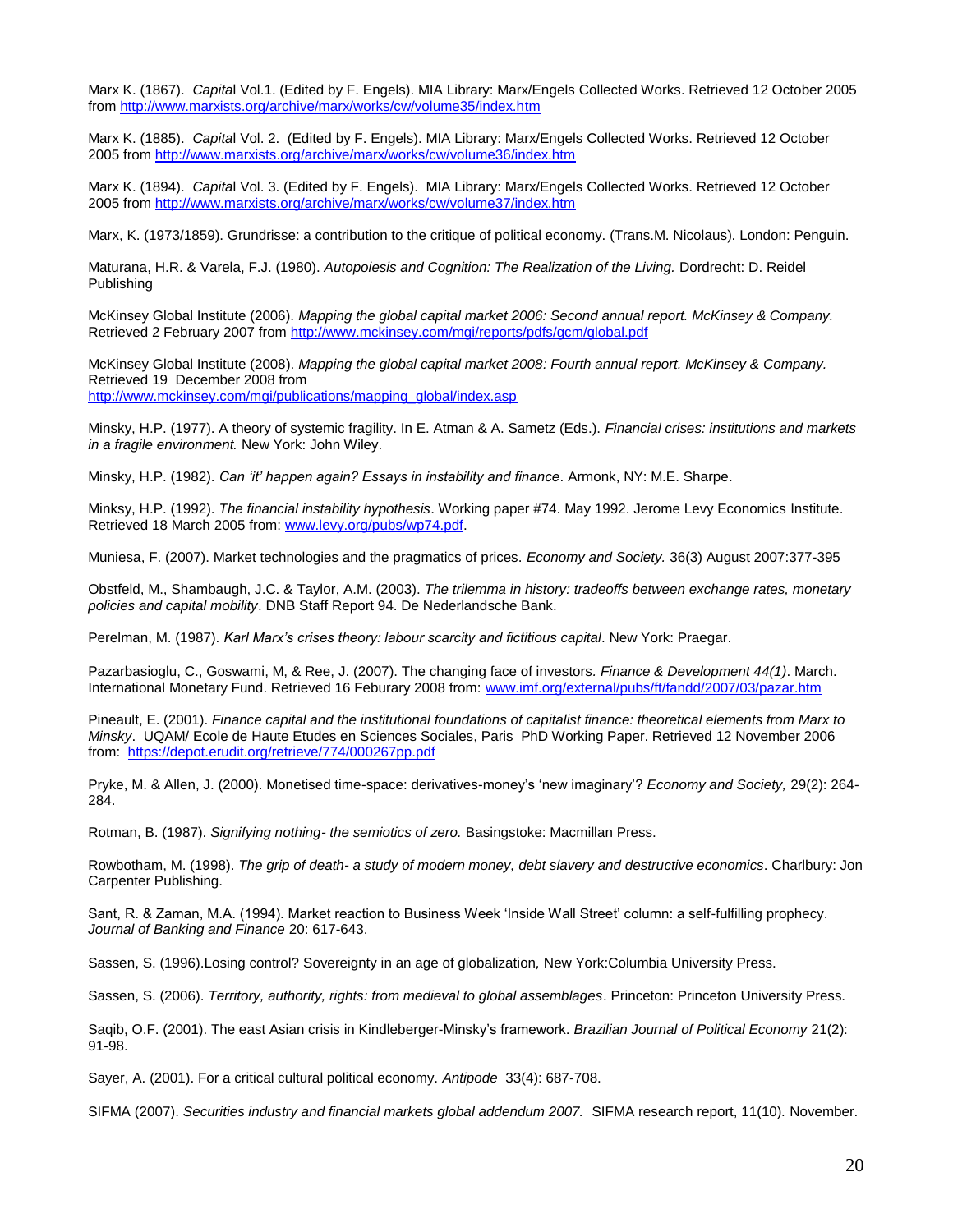Marx K. (1867). *Capita*l Vol.1. (Edited by F. Engels). MIA Library: Marx/Engels Collected Works. Retrieved 12 October 2005 from http://www.marxists.org/archive/marx/works/cw/volume35/index.htm

Marx K. (1885). *Capita*l Vol. 2. (Edited by F. Engels). MIA Library: Marx/Engels Collected Works. Retrieved 12 October 2005 from http://www.marxists.org/archive/marx/works/cw/volume36/index.htm

Marx K. (1894). *Capita*l Vol. 3. (Edited by F. Engels). MIA Library: Marx/Engels Collected Works. Retrieved 12 October 2005 from http://www.marxists.org/archive/marx/works/cw/volume37/index.htm

Marx, K. (1973/1859). Grundrisse: a contribution to the critique of political economy. (Trans.M. Nicolaus). London: Penguin.

Maturana, H.R. & Varela, F.J. (1980). *Autopoiesis and Cognition: The Realization of the Living.* Dordrecht: D. Reidel Publishing

McKinsey Global Institute (2006). *Mapping the global capital market 2006: Second annual report. McKinsey & Company.* Retrieved 2 February 2007 from http://www.mckinsey.com/mgi/reports/pdfs/gcm/global.pdf

McKinsey Global Institute (2008). *Mapping the global capital market 2008: Fourth annual report. McKinsey & Company.* Retrieved 19 December 2008 from http://www.mckinsey.com/mgi/publications/mapping_global/index.asp

Minsky, H.P. (1977). A theory of systemic fragility. In E. Atman & A. Sametz (Eds.). *Financial crises: institutions and markets in a fragile environment.* New York: John Wiley.

Minsky, H.P. (1982). *Can 'it' happen again? Essays in instability and finance*. Armonk, NY: M.E. Sharpe.

Minksy, H.P. (1992). *The financial instability hypothesis*. Working paper #74. May 1992. Jerome Levy Economics Institute. Retrieved 18 March 2005 from: www.levy.org/pubs/wp74.pdf.

Muniesa, F. (2007). Market technologies and the pragmatics of prices. *Economy and Society.* 36(3) August 2007:377-395

Obstfeld, M., Shambaugh, J.C. & Taylor, A.M. (2003). *The trilemma in history: tradeoffs between exchange rates, monetary policies and capital mobility*. DNB Staff Report 94. De Nederlandsche Bank.

Perelman, M. (1987). *Karl Marx's crises theory: labour scarcity and fictitious capital*. New York: Praegar.

Pazarbasioglu, C., Goswami, M, & Ree, J. (2007). The changing face of investors. *Finance & Development 44(1)*. March. International Monetary Fund. Retrieved 16 Feburary 2008 from: www.imf.org/external/pubs/ft/fandd/2007/03/pazar.htm

Pineault, E. (2001). *Finance capital and the institutional foundations of capitalist finance: theoretical elements from Marx to Minsky*. UQAM/ Ecole de Haute Etudes en Sciences Sociales, Paris PhD Working Paper. Retrieved 12 November 2006 from: https://depot.erudit.org/retrieve/774/000267pp.pdf

Pryke, M. & Allen, J. (2000). Monetised time-space: derivatives-money's 'new imaginary'? *Economy and Society,* 29(2): 264-284.

Rotman, B. (1987). *Signifying nothing- the semiotics of zero.* Basingstoke: Macmillan Press.

Rowbotham, M. (1998). *The grip of death- a study of modern money, debt slavery and destructive economics*. Charlbury: Jon Carpenter Publishing.

Sant, R. & Zaman, M.A. (1994). Market reaction to Business Week 'Inside Wall Street' column: a self-fulfilling prophecy. *Journal of Banking and Finance* 20: 617-643.

Sassen, S. (1996).Losing control? Sovereignty in an age of globalization*,* New York:Columbia University Press.

Sassen, S. (2006). *Territory, authority, rights: from medieval to global assemblages*. Princeton: Princeton University Press.

Saqib, O.F. (2001). The east Asian crisis in Kindleberger-Minsky's framework. *Brazilian Journal of Political Economy* 21(2): 91-98.

Sayer, A. (2001). For a critical cultural political economy. *Antipode* 33(4): 687-708.

SIFMA (2007). *Securities industry and financial markets global addendum 2007.* SIFMA research report, 11(10). November.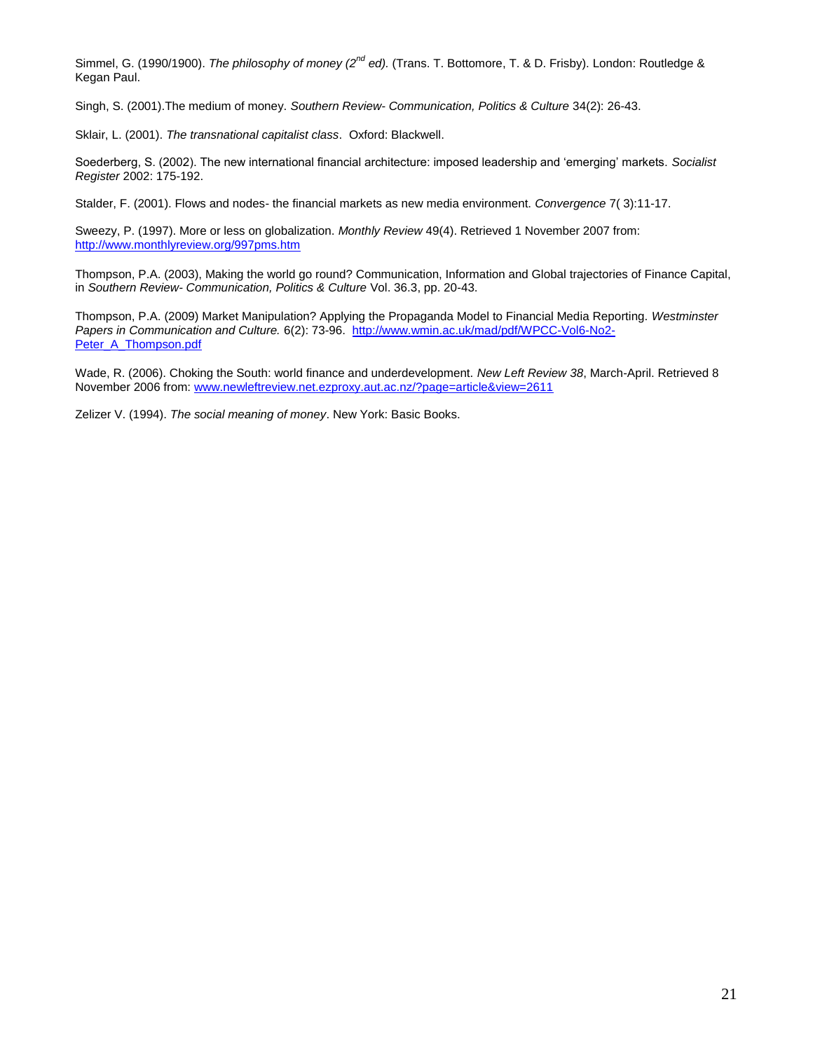Simmel, G. (1990/1900). *The philosophy of money (2nd ed).* (Trans. T. Bottomore, T. & D. Frisby). London: Routledge & Kegan Paul.

Singh, S. (2001).The medium of money. *Southern Review- Communication, Politics & Culture* 34(2): 26-43.

Sklair, L. (2001). *The transnational capitalist class*. Oxford: Blackwell.

Soederberg, S. (2002). The new international financial architecture: imposed leadership and 'emerging' markets. *Socialist Register* 2002: 175-192.

Stalder, F. (2001). Flows and nodes- the financial markets as new media environment. *Convergence* 7( 3):11-17.

Sweezy, P. (1997). More or less on globalization. *Monthly Review* 49(4). Retrieved 1 November 2007 from: http://www.monthlyreview.org/997pms.htm

Thompson, P.A. (2003), Making the world go round? Communication, Information and Global trajectories of Finance Capital, in *Southern Review- Communication, Politics & Culture* Vol. 36.3, pp. 20-43.

Thompson, P.A. (2009) Market Manipulation? Applying the Propaganda Model to Financial Media Reporting. *Westminster Papers in Communication and Culture.* 6(2): 73-96. http://www.wmin.ac.uk/mad/pdf/WPCC-Vol6-No2-Peter_A_Thompson.pdf

Wade, R. (2006). Choking the South: world finance and underdevelopment. *New Left Review 38*, March-April. Retrieved 8 November 2006 from: www.newleftreview.net.ezproxy.aut.ac.nz/?page=article&view=2611

Zelizer V. (1994). *The social meaning of money*. New York: Basic Books.